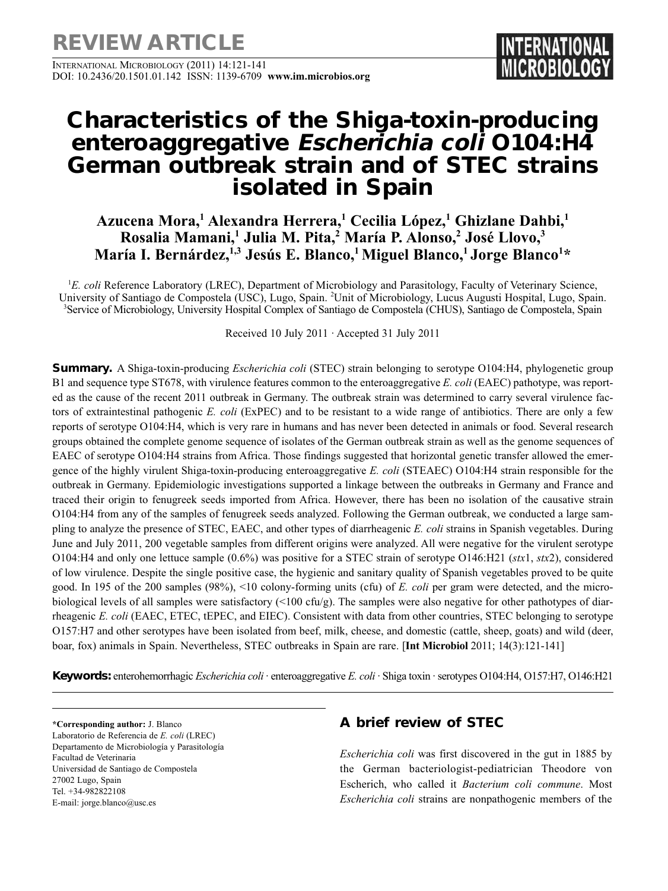REVIEW ARTICLE

# Characteristics of the Shiga-toxin-producing enteroaggregative *Escherichia coli* O104:H4 German outbreak strain and of STEC strains isolated in Spain

**Azucena Mora,[1] Alexandra Herrera,[1] Cecilia López,[1] Ghizlane Dahbi,[1] Rosalia Mamani,[1] Julia M. Pita,[2] María P. Alonso,[2] José Llovo,[3] María I. Bernárdez,[1,3] Jesús E. Blanco,[1] Miguel Blanco,[1] Jorge Blanco[1]***

[1]*E. coli* Reference Laboratory (LREC), Department of Microbiology and Parasitology, Faculty of Veterinary Science, University of Santiago de Compostela (USC), Lugo, Spain. [2]Unit of Microbiology, Lucus Augusti Hospital, Lugo, Spain. [3]Service of Microbiology, University Hospital Complex of Santiago de Compostela (CHUS), Santiago de Compostela, Spain

Received 10 July 2011 · Accepted 31 July 2011

**Summary.** A Shiga-toxin-producing *Escherichia coli* (STEC) strain belonging to serotype O104:H4, phylogenetic group B1 and sequence type ST678, with virulence features common to the enteroaggregative *E. coli* (EAEC) pathotype, was reported as the cause of the recent 2011 outbreak in Germany. The outbreak strain was determined to carry several virulence factors of extraintestinal pathogenic *E. coli* (ExPEC) and to be resistant to a wide range of antibiotics. There are only a few reports of serotype O104:H4, which is very rare in humans and has never been detected in animals or food. Several research groups obtained the complete genome sequence of isolates of the German outbreak strain as well as the genome sequences of EAEC of serotype O104:H4 strains from Africa. Those findings suggested that horizontal genetic transfer allowed the emergence of the highly virulent Shiga-toxin-producing enteroaggregative *E. coli* (STEAEC) O104:H4 strain responsible for the outbreak in Germany. Epidemiologic investigations supported a linkage between the outbreaks in Germany and France and traced their origin to fenugreek seeds imported from Africa. However, there has been no isolation of the causative strain O104:H4 from any of the samples of fenugreek seeds analyzed. Following the German outbreak, we conducted a large sampling to analyze the presence of STEC, EAEC, and other types of diarrheagenic *E. coli* strains in Spanish vegetables. During June and July 2011, 200 vegetable samples from different origins were analyzed. All were negative for the virulent serotype O104:H4 and only one lettuce sample (0.6%) was positive for a STEC strain of serotype O146:H21 (*stx*1, *stx*2), considered of low virulence. Despite the single positive case, the hygienic and sanitary quality of Spanish vegetables proved to be quite good. In 195 of the 200 samples (98%), <10 colony-forming units (cfu) of *E. coli* per gram were detected, and the microbiological levels of all samples were satisfactory (<100 cfu/g). The samples were also negative for other pathotypes of diarrheagenic *E. coli* (EAEC, ETEC, tEPEC, and EIEC). Consistent with data from other countries, STEC belonging to serotype O157:H7 and other serotypes have been isolated from beef, milk, cheese, and domestic (cattle, sheep, goats) and wild (deer, boar, fox) animals in Spain. Nevertheless, STEC outbreaks in Spain are rare. [**Int Microbiol** 2011; 14(3):121-141]

**Keywords:** enterohemorrhagic *Escherichia coli* · enteroaggregative *E. coli* · Shiga toxin · serotypes O104:H4, O157:H7, O146:H21

\***Corresponding author:** J. Blanco
Laboratorio de Referencia de *E. coli* (LREC)
Departamento de Microbiología y Parasitología
Facultad de Veterinaria
Universidad de Santiago de Compostela
27002 Lugo, Spain
Tel. +34-982822108
E-mail: jorge.blanco@usc.es

## A brief review of STEC

*Escherichia coli* was first discovered in the gut in 1885 by the German bacteriologist-pediatrician Theodore von Escherich, who called it *Bacterium coli commune*. Most *Escherichia coli* strains are nonpathogenic members of the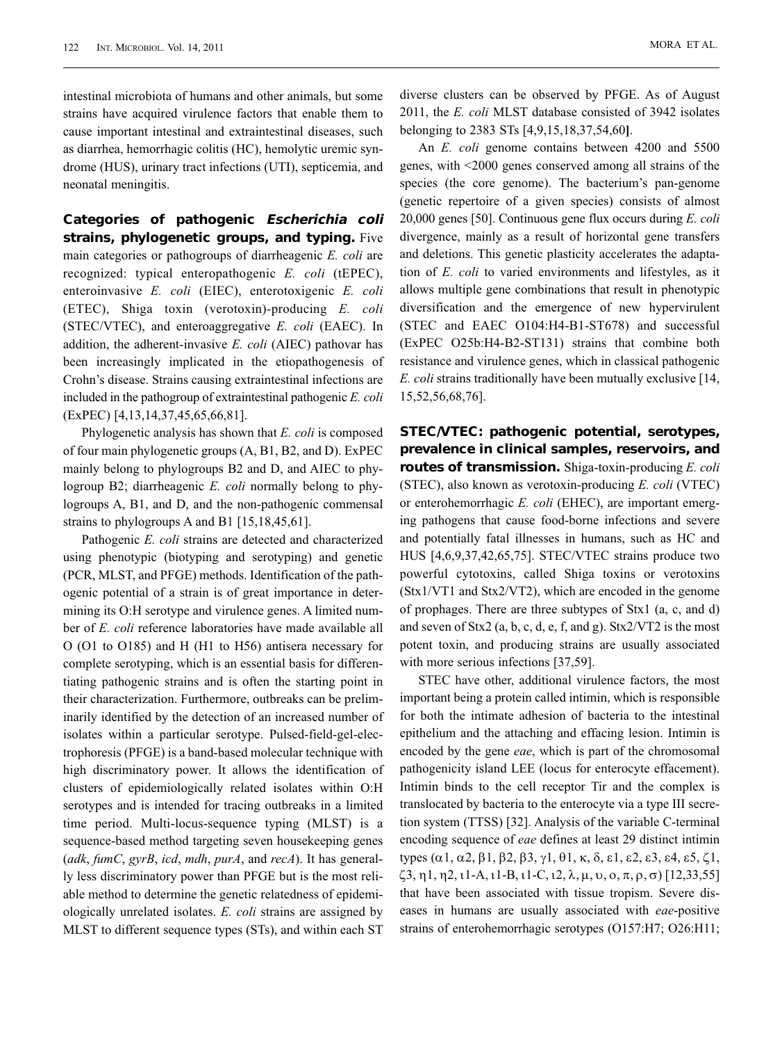intestinal microbiota of humans and other animals, but some strains have acquired virulence factors that enable them to cause important intestinal and extraintestinal diseases, such as diarrhea, hemorrhagic colitis (HC), hemolytic uremic syndrome (HUS), urinary tract infections (UTI), septicemia, and neonatal meningitis.

**Categories of pathogenic *Escherichia coli* strains, phylogenetic groups, and typing.** Five main categories or pathogroups of diarrheagenic *E. coli* are recognized: typical enteropathogenic *E. coli* (tEPEC), enteroinvasive *E. coli* (EIEC), enterotoxigenic *E. coli* (ETEC), Shiga toxin (verotoxin)-producing *E. coli* (STEC/VTEC), and enteroaggregative *E. coli* (EAEC). In addition, the adherent-invasive *E. coli* (AIEC) pathovar has been increasingly implicated in the etiopathogenesis of Crohn's disease. Strains causing extraintestinal infections are included in the pathogroup of extraintestinal pathogenic *E. coli* (ExPEC) [4,13,14,37,45,65,66,81].

Phylogenetic analysis has shown that *E. coli* is composed of four main phylogenetic groups (A, B1, B2, and D). ExPEC mainly belong to phylogroups B2 and D, and AIEC to phylogroup B2; diarrheagenic *E. coli* normally belong to phylogroups A, B1, and D, and the non-pathogenic commensal strains to phylogroups A and B1 [15,18,45,61].

Pathogenic *E. coli* strains are detected and characterized using phenotypic (biotyping and serotyping) and genetic (PCR, MLST, and PFGE) methods. Identification of the pathogenic potential of a strain is of great importance in determining its O:H serotype and virulence genes. A limited number of *E. coli* reference laboratories have made available all O (O1 to O185) and H (H1 to H56) antisera necessary for complete serotyping, which is an essential basis for differentiating pathogenic strains and is often the starting point in their characterization. Furthermore, outbreaks can be preliminarily identified by the detection of an increased number of isolates within a particular serotype. Pulsed-field-gel-electrophoresis (PFGE) is a band-based molecular technique with high discriminatory power. It allows the identification of clusters of epidemiologically related isolates within O:H serotypes and is intended for tracing outbreaks in a limited time period. Multi-locus-sequence typing (MLST) is a sequence-based method targeting seven housekeeping genes (*adk*, *fumC*, *gyrB*, *icd*, *mdh*, *purA*, and *recA*). It has generally less discriminatory power than PFGE but is the most reliable method to determine the genetic relatedness of epidemiologically unrelated isolates. *E. coli* strains are assigned by MLST to different sequence types (STs), and within each ST diverse clusters can be observed by PFGE. As of August 2011, the *E. coli* MLST database consisted of 3942 isolates belonging to 2383 STs [4,9,15,18,37,54,60].

An *E. coli* genome contains between 4200 and 5500 genes, with <2000 genes conserved among all strains of the species (the core genome). The bacterium's pan-genome (genetic repertoire of a given species) consists of almost 20,000 genes [50]. Continuous gene flux occurs during *E. coli* divergence, mainly as a result of horizontal gene transfers and deletions. This genetic plasticity accelerates the adaptation of *E. coli* to varied environments and lifestyles, as it allows multiple gene combinations that result in phenotypic diversification and the emergence of new hypervirulent (STEC and EAEC O104:H4-B1-ST678) and successful (ExPEC O25b:H4-B2-ST131) strains that combine both resistance and virulence genes, which in classical pathogenic *E. coli* strains traditionally have been mutually exclusive [14,15,52,56,68,76].

**STEC/VTEC: pathogenic potential, serotypes, prevalence in clinical samples, reservoirs, and routes of transmission.** Shiga-toxin-producing *E. coli* (STEC), also known as verotoxin-producing *E. coli* (VTEC) or enterohemorrhagic *E. coli* (EHEC), are important emerging pathogens that cause food-borne infections and severe and potentially fatal illnesses in humans, such as HC and HUS [4,6,9,37,42,65,75]. STEC/VTEC strains produce two powerful cytotoxins, called Shiga toxins or verotoxins (Stx1/VT1 and Stx2/VT2), which are encoded in the genome of prophages. There are three subtypes of Stx1 (a, c, and d) and seven of Stx2 (a, b, c, d, e, f, and g). Stx2/VT2 is the most potent toxin, and producing strains are usually associated with more serious infections [37,59].

STEC have other, additional virulence factors, the most important being a protein called intimin, which is responsible for both the intimate adhesion of bacteria to the intestinal epithelium and the attaching and effacing lesion. Intimin is encoded by the gene *eae*, which is part of the chromosomal pathogenicity island LEE (locus for enterocyte effacement). Intimin binds to the cell receptor Tir and the complex is translocated by bacteria to the enterocyte via a type III secretion system (TTSS) [32]. Analysis of the variable C-terminal encoding sequence of *eae* defines at least 29 distinct intimin types (α1, α2, β1, β2, β3, γ1, θ1, κ, δ, ε1, ε2, ε3, ε4, ε5, ζ1, ζ3, η1, η2, ι1-A, ι1-B, ι1-C, ι2, λ, μ, υ, ο, π, ρ, σ) [12,33,55] that have been associated with tissue tropism. Severe diseases in humans are usually associated with *eae*-positive strains of enterohemorrhagic serotypes (O157:H7; O26:H11;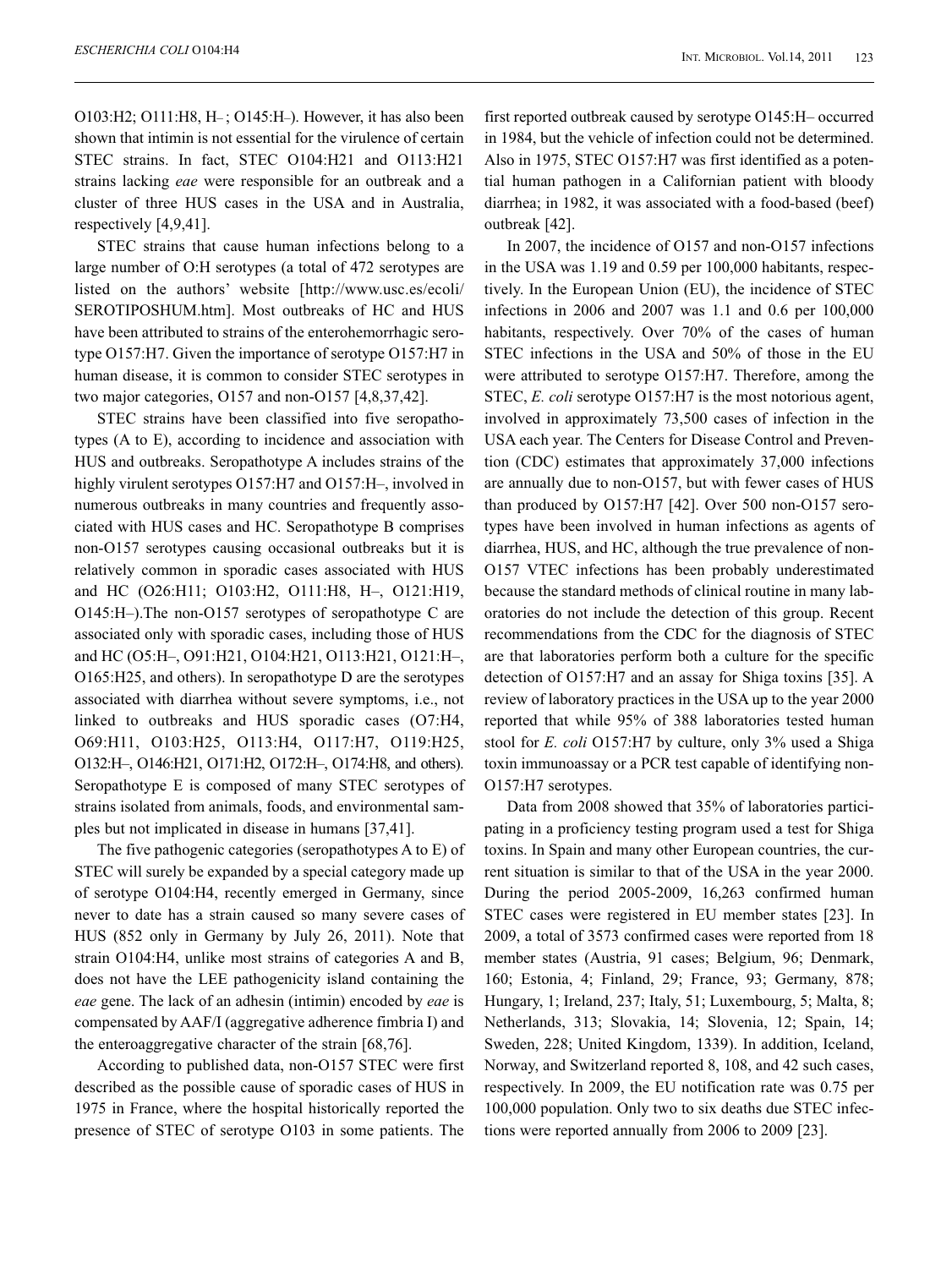O103:H2; O111:H8, H–; O145:H–). However, it has also been shown that intimin is not essential for the virulence of certain STEC strains. In fact, STEC O104:H21 and O113:H21 strains lacking *eae* were responsible for an outbreak and a cluster of three HUS cases in the USA and in Australia, respectively [4,9,41].

STEC strains that cause human infections belong to a large number of O:H serotypes (a total of 472 serotypes are listed on the authors' website [http://www.usc.es/ecoli/SEROTIPOSHUM.htm]. Most outbreaks of HC and HUS have been attributed to strains of the enterohemorrhagic serotype O157:H7. Given the importance of serotype O157:H7 in human disease, it is common to consider STEC serotypes in two major categories, O157 and non-O157 [4,8,37,42].

STEC strains have been classified into five seropathotypes (A to E), according to incidence and association with HUS and outbreaks. Seropathotype A includes strains of the highly virulent serotypes O157:H7 and O157:H–, involved in numerous outbreaks in many countries and frequently associated with HUS cases and HC. Seropathotype B comprises non-O157 serotypes causing occasional outbreaks but it is relatively common in sporadic cases associated with HUS and HC (O26:H11; O103:H2, O111:H8, H–, O121:H19, O145:H–).The non-O157 serotypes of seropathotype C are associated only with sporadic cases, including those of HUS and HC (O5:H–, O91:H21, O104:H21, O113:H21, O121:H–, O165:H25, and others). In seropathotype D are the serotypes associated with diarrhea without severe symptoms, i.e., not linked to outbreaks and HUS sporadic cases (O7:H4, O69:H11, O103:H25, O113:H4, O117:H7, O119:H25, O132:H–, O146:H21, O171:H2, O172:H–, O174:H8, and others). Seropathotype E is composed of many STEC serotypes of strains isolated from animals, foods, and environmental samples but not implicated in disease in humans [37,41].

The five pathogenic categories (seropathotypes A to E) of STEC will surely be expanded by a special category made up of serotype O104:H4, recently emerged in Germany, since never to date has a strain caused so many severe cases of HUS (852 only in Germany by July 26, 2011). Note that strain O104:H4, unlike most strains of categories A and B, does not have the LEE pathogenicity island containing the *eae* gene. The lack of an adhesin (intimin) encoded by *eae* is compensated by AAF/I (aggregative adherence fimbria I) and the enteroaggregative character of the strain [68,76].

According to published data, non-O157 STEC were first described as the possible cause of sporadic cases of HUS in 1975 in France, where the hospital historically reported the presence of STEC of serotype O103 in some patients. The first reported outbreak caused by serotype O145:H– occurred in 1984, but the vehicle of infection could not be determined. Also in 1975, STEC O157:H7 was first identified as a potential human pathogen in a Californian patient with bloody diarrhea; in 1982, it was associated with a food-based (beef) outbreak [42].

In 2007, the incidence of O157 and non-O157 infections in the USA was 1.19 and 0.59 per 100,000 habitants, respectively. In the European Union (EU), the incidence of STEC infections in 2006 and 2007 was 1.1 and 0.6 per 100,000 habitants, respectively. Over 70% of the cases of human STEC infections in the USA and 50% of those in the EU were attributed to serotype O157:H7. Therefore, among the STEC, *E. coli* serotype O157:H7 is the most notorious agent, involved in approximately 73,500 cases of infection in the USA each year. The Centers for Disease Control and Prevention (CDC) estimates that approximately 37,000 infections are annually due to non-O157, but with fewer cases of HUS than produced by O157:H7 [42]. Over 500 non-O157 serotypes have been involved in human infections as agents of diarrhea, HUS, and HC, although the true prevalence of non-O157 VTEC infections has been probably underestimated because the standard methods of clinical routine in many laboratories do not include the detection of this group. Recent recommendations from the CDC for the diagnosis of STEC are that laboratories perform both a culture for the specific detection of O157:H7 and an assay for Shiga toxins [35]. A review of laboratory practices in the USA up to the year 2000 reported that while 95% of 388 laboratories tested human stool for *E. coli* O157:H7 by culture, only 3% used a Shiga toxin immunoassay or a PCR test capable of identifying non-O157:H7 serotypes.

Data from 2008 showed that 35% of laboratories participating in a proficiency testing program used a test for Shiga toxins. In Spain and many other European countries, the current situation is similar to that of the USA in the year 2000. During the period 2005-2009, 16,263 confirmed human STEC cases were registered in EU member states [23]. In 2009, a total of 3573 confirmed cases were reported from 18 member states (Austria, 91 cases; Belgium, 96; Denmark, 160; Estonia, 4; Finland, 29; France, 93; Germany, 878; Hungary, 1; Ireland, 237; Italy, 51; Luxembourg, 5; Malta, 8; Netherlands, 313; Slovakia, 14; Slovenia, 12; Spain, 14; Sweden, 228; United Kingdom, 1339). In addition, Iceland, Norway, and Switzerland reported 8, 108, and 42 such cases, respectively. In 2009, the EU notification rate was 0.75 per 100,000 population. Only two to six deaths due STEC infections were reported annually from 2006 to 2009 [23].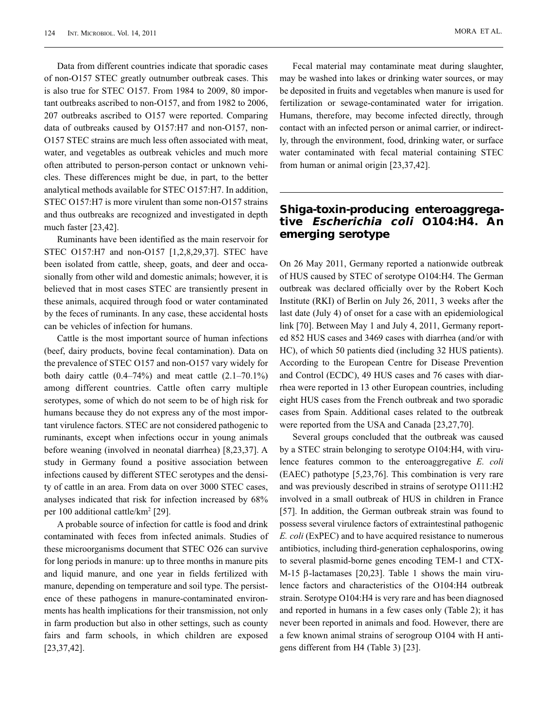Data from different countries indicate that sporadic cases of non-O157 STEC greatly outnumber outbreak cases. This is also true for STEC O157. From 1984 to 2009, 80 important outbreaks ascribed to non-O157, and from 1982 to 2006, 207 outbreaks ascribed to O157 were reported. Comparing data of outbreaks caused by O157:H7 and non-O157, non-O157 STEC strains are much less often associated with meat, water, and vegetables as outbreak vehicles and much more often attributed to person-person contact or unknown vehicles. These differences might be due, in part, to the better analytical methods available for STEC O157:H7. In addition, STEC O157:H7 is more virulent than some non-O157 strains and thus outbreaks are recognized and investigated in depth much faster [23,42].

Ruminants have been identified as the main reservoir for STEC O157:H7 and non-O157 [1,2,8,29,37]. STEC have been isolated from cattle, sheep, goats, and deer and occasionally from other wild and domestic animals; however, it is believed that in most cases STEC are transiently present in these animals, acquired through food or water contaminated by the feces of ruminants. In any case, these accidental hosts can be vehicles of infection for humans.

Cattle is the most important source of human infections (beef, dairy products, bovine fecal contamination). Data on the prevalence of STEC O157 and non-O157 vary widely for both dairy cattle (0.4–74%) and meat cattle (2.1–70.1%) among different countries. Cattle often carry multiple serotypes, some of which do not seem to be of high risk for humans because they do not express any of the most important virulence factors. STEC are not considered pathogenic to ruminants, except when infections occur in young animals before weaning (involved in neonatal diarrhea) [8,23,37]. A study in Germany found a positive association between infections caused by different STEC serotypes and the density of cattle in an area. From data on over 3000 STEC cases, analyses indicated that risk for infection increased by 68% per 100 additional cattle/km$^2$ [29].

A probable source of infection for cattle is food and drink contaminated with feces from infected animals. Studies of these microorganisms document that STEC O26 can survive for long periods in manure: up to three months in manure pits and liquid manure, and one year in fields fertilized with manure, depending on temperature and soil type. The persistence of these pathogens in manure-contaminated environments has health implications for their transmission, not only in farm production but also in other settings, such as county fairs and farm schools, in which children are exposed [23,37,42].

Fecal material may contaminate meat during slaughter, may be washed into lakes or drinking water sources, or may be deposited in fruits and vegetables when manure is used for fertilization or sewage-contaminated water for irrigation. Humans, therefore, may become infected directly, through contact with an infected person or animal carrier, or indirectly, through the environment, food, drinking water, or surface water contaminated with fecal material containing STEC from human or animal origin [23,37,42].

## Shiga-toxin-producing enteroaggregative *Escherichia coli* O104:H4. An emerging serotype

On 26 May 2011, Germany reported a nationwide outbreak of HUS caused by STEC of serotype O104:H4. The German outbreak was declared officially over by the Robert Koch Institute (RKI) of Berlin on July 26, 2011, 3 weeks after the last date (July 4) of onset for a case with an epidemiological link [70]. Between May 1 and July 4, 2011, Germany reported 852 HUS cases and 3469 cases with diarrhea (and/or with HC), of which 50 patients died (including 32 HUS patients). According to the European Centre for Disease Prevention and Control (ECDC), 49 HUS cases and 76 cases with diarrhea were reported in 13 other European countries, including eight HUS cases from the French outbreak and two sporadic cases from Spain. Additional cases related to the outbreak were reported from the USA and Canada [23,27,70].

Several groups concluded that the outbreak was caused by a STEC strain belonging to serotype O104:H4, with virulence features common to the enteroaggregative *E. coli* (EAEC) pathotype [5,23,76]. This combination is very rare and was previously described in strains of serotype O111:H2 involved in a small outbreak of HUS in children in France [57]. In addition, the German outbreak strain was found to possess several virulence factors of extraintestinal pathogenic *E. coli* (ExPEC) and to have acquired resistance to numerous antibiotics, including third-generation cephalosporins, owing to several plasmid-borne genes encoding TEM-1 and CTX-M-15 β-lactamases [20,23]. Table 1 shows the main virulence factors and characteristics of the O104:H4 outbreak strain. Serotype O104:H4 is very rare and has been diagnosed and reported in humans in a few cases only (Table 2); it has never been reported in animals and food. However, there are a few known animal strains of serogroup O104 with H antigens different from H4 (Table 3) [23].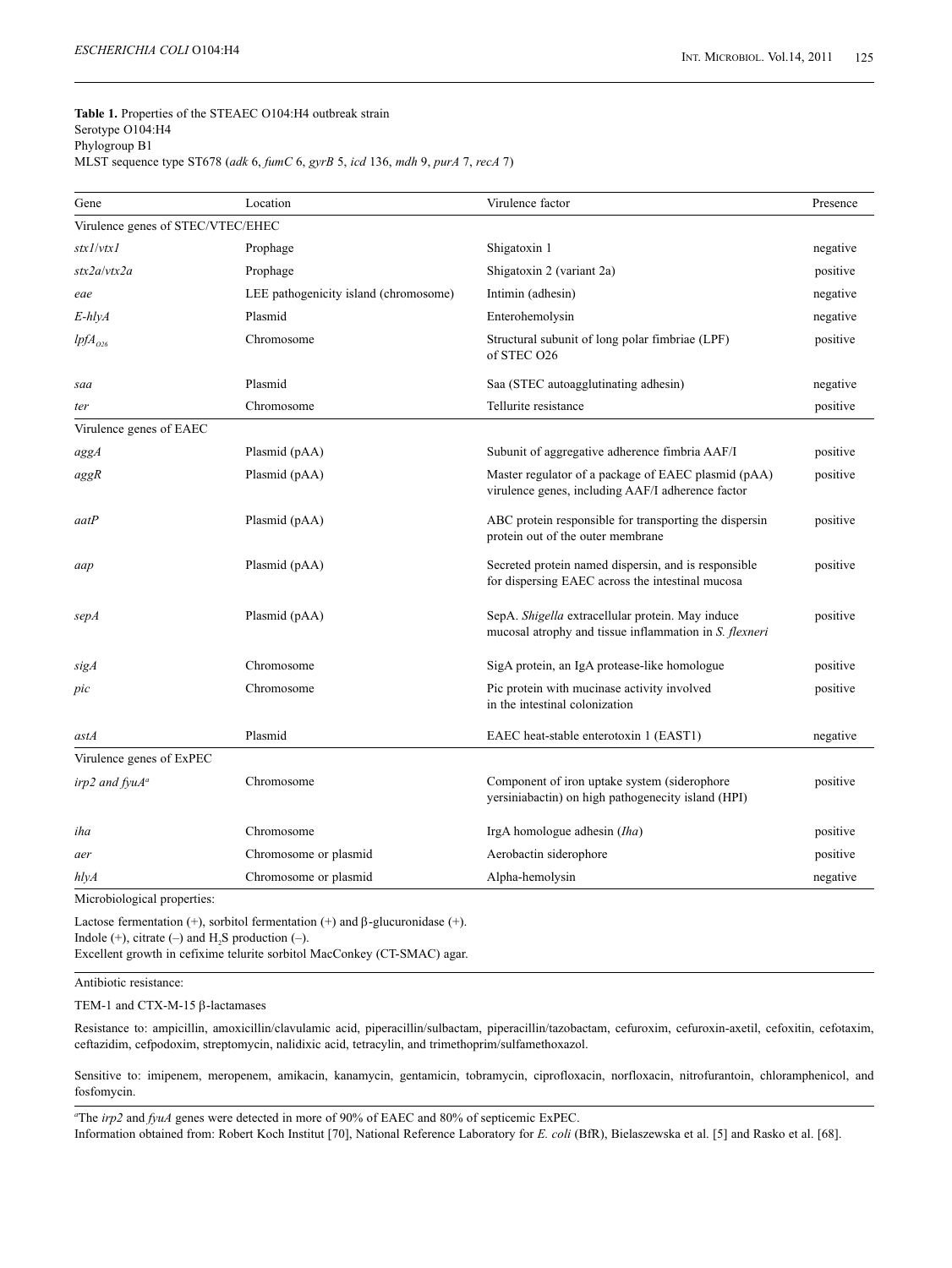**Table 1.** Properties of the STEAEC O104:H4 outbreak strain
Serotype O104:H4
Phylogroup B1
MLST sequence type ST678 (*adk* 6, *fumC* 6, *gyrB* 5, *icd* 136, *mdh* 9, *purA* 7, *recA* 7)

| Gene | Location | Virulence factor | Presence |
|---|---|---|---|
| Virulence genes of STEC/VTEC/EHEC | | | |
| *stx1*/*vtx1* | Prophage | Shigatoxin 1 | negative |
| *stx2a*/*vtx2a* | Prophage | Shigatoxin 2 (variant 2a) | positive |
| *eae* | LEE pathogenicity island (chromosome) | Intimin (adhesin) | negative |
| *E-hlyA* | Plasmid | Enterohemolysin | negative |
| $lpfA_{O26}$ | Chromosome | Structural subunit of long polar fimbriae (LPF) of STEC O26 | positive |
| *saa* | Plasmid | Saa (STEC autoagglutinating adhesin) | negative |
| *ter* | Chromosome | Tellurite resistance | positive |
| Virulence genes of EAEC | | | |
| *aggA* | Plasmid (pAA) | Subunit of aggregative adherence fimbria AAF/I | positive |
| *aggR* | Plasmid (pAA) | Master regulator of a package of EAEC plasmid (pAA) virulence genes, including AAF/I adherence factor | positive |
| *aatP* | Plasmid (pAA) | ABC protein responsible for transporting the dispersin protein out of the outer membrane | positive |
| *aap* | Plasmid (pAA) | Secreted protein named dispersin, and is responsible for dispersing EAEC across the intestinal mucosa | positive |
| *sepA* | Plasmid (pAA) | SepA. *Shigella* extracellular protein. May induce mucosal atrophy and tissue inflammation in *S. flexneri* | positive |
| *sigA* | Chromosome | SigA protein, an IgA protease-like homologue | positive |
| *pic* | Chromosome | Pic protein with mucinase activity involved in the intestinal colonization | positive |
| *astA* | Plasmid | EAEC heat-stable enterotoxin 1 (EAST1) | negative |
| Virulence genes of ExPEC | | | |
| *irp2* and *fyuA*[a] | Chromosome | Component of iron uptake system (siderophore yersiniabactin) on high pathogenecity island (HPI) | positive |
| *iha* | Chromosome | IrgA homologue adhesin (*Iha*) | positive |
| *aer* | Chromosome or plasmid | Aerobactin siderophore | positive |
| *hlyA* | Chromosome or plasmid | Alpha-hemolysin | negative |

Microbiological properties:

Lactose fermentation (+), sorbitol fermentation (+) and β-glucuronidase (+).
Indole (+), citrate (–) and $H_2S$ production (–).
Excellent growth in cefixime telurite sorbitol MacConkey (CT-SMAC) agar.

Antibiotic resistance:

TEM-1 and CTX-M-15 β-lactamases

Resistance to: ampicillin, amoxicillin/clavulamic acid, piperacillin/sulbactam, piperacillin/tazobactam, cefuroxim, cefuroxin-axetil, cefoxitin, cefotaxim, ceftazidim, cefpodoxim, streptomycin, nalidixic acid, tetracylin, and trimethoprim/sulfamethoxazol.

Sensitive to: imipenem, meropenem, amikacin, kanamycin, gentamicin, tobramycin, ciprofloxacin, norfloxacin, nitrofurantoin, chloramphenicol, and fosfomycin.

[a]The *irp2* and *fyuA* genes were detected in more of 90% of EAEC and 80% of septicemic ExPEC.
Information obtained from: Robert Koch Institut [70], National Reference Laboratory for *E. coli* (BfR), Bielaszewska et al. [5] and Rasko et al. [68].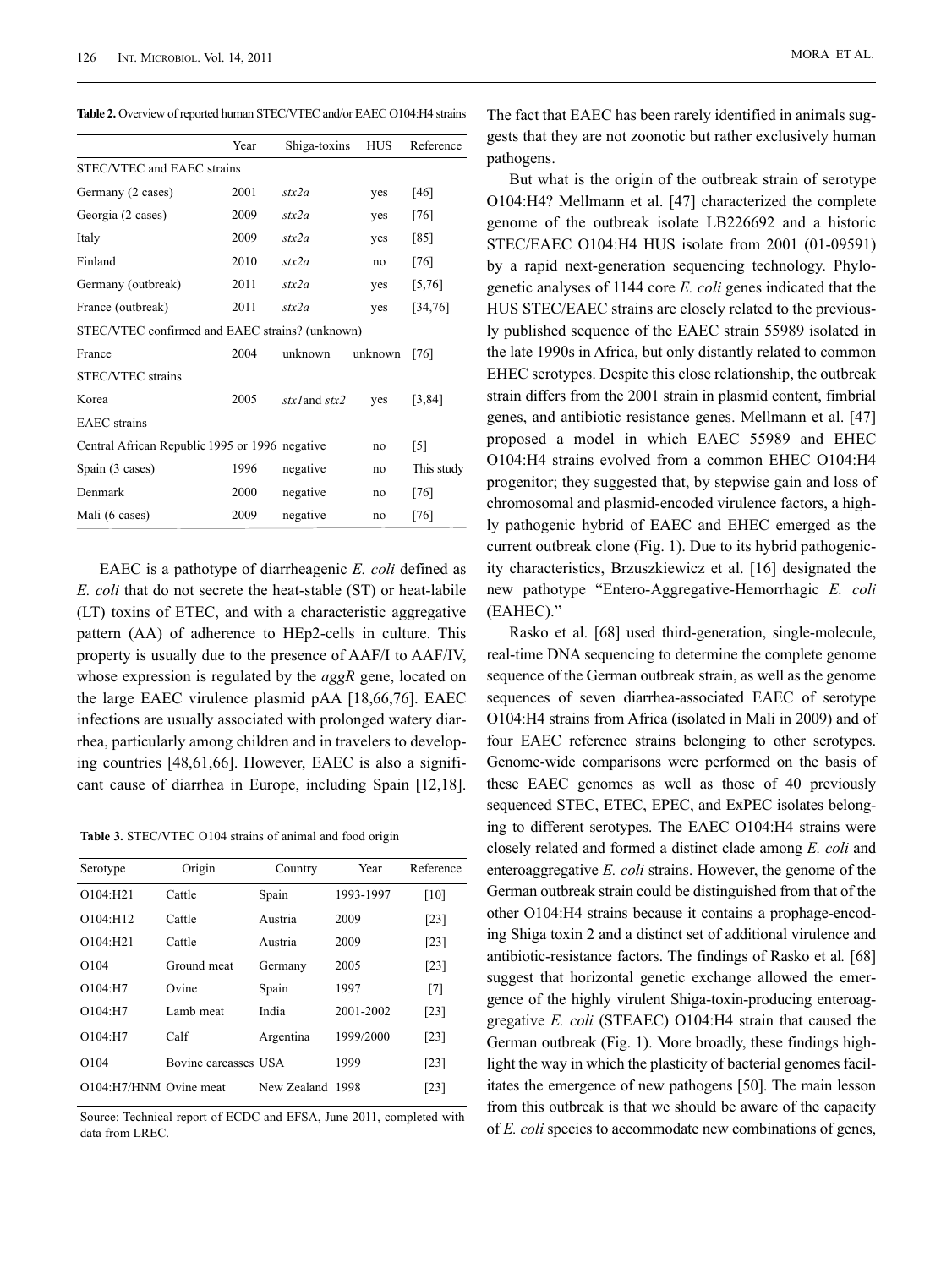**Table 2.** Overview of reported human STEC/VTEC and/or EAEC O104:H4 strains

| | Year | Shiga-toxins | HUS | Reference |
|---|---|---|---|---|
| STEC/VTEC and EAEC strains | | | | |
| Germany (2 cases) | 2001 | *stx2a* | yes | [46] |
| Georgia (2 cases) | 2009 | *stx2a* | yes | [76] |
| Italy | 2009 | *stx2a* | yes | [85] |
| Finland | 2010 | *stx2a* | no | [76] |
| Germany (outbreak) | 2011 | *stx2a* | yes | [5,76] |
| France (outbreak) | 2011 | *stx2a* | yes | [34,76] |
| STEC/VTEC confirmed and EAEC strains? (unknown) | | | | |
| France | 2004 | unknown | unknown | [76] |
| STEC/VTEC strains | | | | |
| Korea | 2005 | *stx1*and *stx2* | yes | [3,84] |
| EAEC strains | | | | |
| Central African Republic | 1995 or 1996 | negative | no | [5] |
| Spain (3 cases) | 1996 | negative | no | This study |
| Denmark | 2000 | negative | no | [76] |
| Mali (6 cases) | 2009 | negative | no | [76] |

EAEC is a pathotype of diarrheagenic *E. coli* defined as *E. coli* that do not secrete the heat-stable (ST) or heat-labile (LT) toxins of ETEC, and with a characteristic aggregative pattern (AA) of adherence to HEp2-cells in culture. This property is usually due to the presence of AAF/I to AAF/IV, whose expression is regulated by the *aggR* gene, located on the large EAEC virulence plasmid pAA [18,66,76]. EAEC infections are usually associated with prolonged watery diarrhea, particularly among children and in travelers to developing countries [48,61,66]. However, EAEC is also a significant cause of diarrhea in Europe, including Spain [12,18].

**Table 3.** STEC/VTEC O104 strains of animal and food origin

| Serotype | Origin | Country | Year | Reference |
|---|---|---|---|---|
| O104:H21 | Cattle | Spain | 1993-1997 | [10] |
| O104:H12 | Cattle | Austria | 2009 | [23] |
| O104:H21 | Cattle | Austria | 2009 | [23] |
| O104 | Ground meat | Germany | 2005 | [23] |
| O104:H7 | Ovine | Spain | 1997 | [7] |
| O104:H7 | Lamb meat | India | 2001-2002 | [23] |
| O104:H7 | Calf | Argentina | 1999/2000 | [23] |
| O104 | Bovine carcasses | USA | 1999 | [23] |
| O104:H7/HNM | Ovine meat | New Zealand | 1998 | [23] |

Source: Technical report of ECDC and EFSA, June 2011, completed with data from LREC.

The fact that EAEC has been rarely identified in animals suggests that they are not zoonotic but rather exclusively human pathogens.

But what is the origin of the outbreak strain of serotype O104:H4? Mellmann et al. [47] characterized the complete genome of the outbreak isolate LB226692 and a historic STEC/EAEC O104:H4 HUS isolate from 2001 (01-09591) by a rapid next-generation sequencing technology. Phylogenetic analyses of 1144 core *E. coli* genes indicated that the HUS STEC/EAEC strains are closely related to the previously published sequence of the EAEC strain 55989 isolated in the late 1990s in Africa, but only distantly related to common EHEC serotypes. Despite this close relationship, the outbreak strain differs from the 2001 strain in plasmid content, fimbrial genes, and antibiotic resistance genes. Mellmann et al. [47] proposed a model in which EAEC 55989 and EHEC O104:H4 strains evolved from a common EHEC O104:H4 progenitor; they suggested that, by stepwise gain and loss of chromosomal and plasmid-encoded virulence factors, a highly pathogenic hybrid of EAEC and EHEC emerged as the current outbreak clone (Fig. 1). Due to its hybrid pathogenicity characteristics, Brzuszkiewicz et al. [16] designated the new pathotype "Entero-Aggregative-Hemorrhagic *E. coli* (EAHEC)."

Rasko et al. [68] used third-generation, single-molecule, real-time DNA sequencing to determine the complete genome sequence of the German outbreak strain, as well as the genome sequences of seven diarrhea-associated EAEC of serotype O104:H4 strains from Africa (isolated in Mali in 2009) and of four EAEC reference strains belonging to other serotypes. Genome-wide comparisons were performed on the basis of these EAEC genomes as well as those of 40 previously sequenced STEC, ETEC, EPEC, and ExPEC isolates belonging to different serotypes. The EAEC O104:H4 strains were closely related and formed a distinct clade among *E. coli* and enteroaggregative *E. coli* strains. However, the genome of the German outbreak strain could be distinguished from that of the other O104:H4 strains because it contains a prophage-encoding Shiga toxin 2 and a distinct set of additional virulence and antibiotic-resistance factors. The findings of Rasko et al. [68] suggest that horizontal genetic exchange allowed the emergence of the highly virulent Shiga-toxin-producing enteroaggregative *E. coli* (STEAEC) O104:H4 strain that caused the German outbreak (Fig. 1). More broadly, these findings highlight the way in which the plasticity of bacterial genomes facilitates the emergence of new pathogens [50]. The main lesson from this outbreak is that we should be aware of the capacity of *E. coli* species to accommodate new combinations of genes,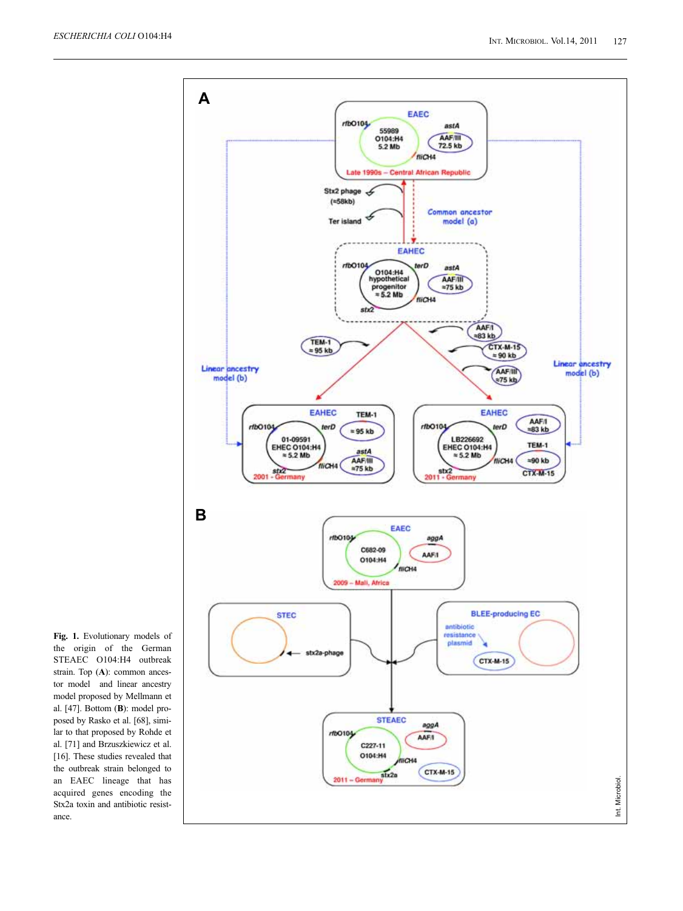**Fig. 1.** Evolutionary models of the origin of the German STEAEC O104:H4 outbreak strain. Top (**A**): common ancestor model and linear ancestry model proposed by Mellmann et al. [47]. Bottom (**B**): model proposed by Rasko et al. [68], similar to that proposed by Rohde et al. [71] and Brzuszkiewicz et al. [16]. These studies revealed that the outbreak strain belonged to an EAEC lineage that has acquired genes encoding the Stx2a toxin and antibiotic resistance.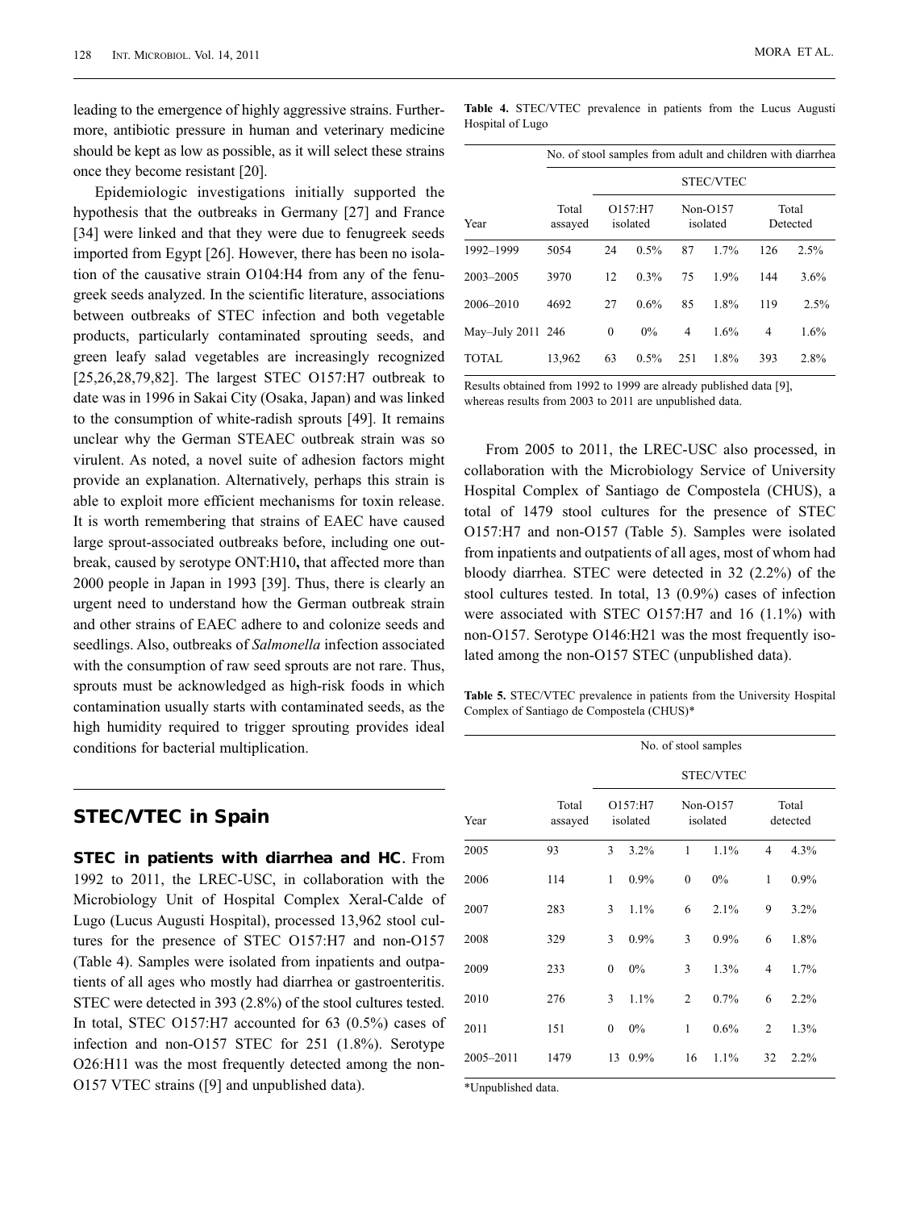leading to the emergence of highly aggressive strains. Furthermore, antibiotic pressure in human and veterinary medicine should be kept as low as possible, as it will select these strains once they become resistant [20].

Epidemiologic investigations initially supported the hypothesis that the outbreaks in Germany [27] and France [34] were linked and that they were due to fenugreek seeds imported from Egypt [26]. However, there has been no isolation of the causative strain O104:H4 from any of the fenugreek seeds analyzed. In the scientific literature, associations between outbreaks of STEC infection and both vegetable products, particularly contaminated sprouting seeds, and green leafy salad vegetables are increasingly recognized [25,26,28,79,82]. The largest STEC O157:H7 outbreak to date was in 1996 in Sakai City (Osaka, Japan) and was linked to the consumption of white-radish sprouts [49]. It remains unclear why the German STEAEC outbreak strain was so virulent. As noted, a novel suite of adhesion factors might provide an explanation. Alternatively, perhaps this strain is able to exploit more efficient mechanisms for toxin release. It is worth remembering that strains of EAEC have caused large sprout-associated outbreaks before, including one outbreak, caused by serotype ONT:H10**,** that affected more than 2000 people in Japan in 1993 [39]. Thus, there is clearly an urgent need to understand how the German outbreak strain and other strains of EAEC adhere to and colonize seeds and seedlings. Also, outbreaks of *Salmonella* infection associated with the consumption of raw seed sprouts are not rare. Thus, sprouts must be acknowledged as high-risk foods in which contamination usually starts with contaminated seeds, as the high humidity required to trigger sprouting provides ideal conditions for bacterial multiplication.

## STEC/VTEC in Spain

**STEC in patients with diarrhea and HC**. From 1992 to 2011, the LREC-USC, in collaboration with the Microbiology Unit of Hospital Complex Xeral-Calde of Lugo (Lucus Augusti Hospital), processed 13,962 stool cultures for the presence of STEC O157:H7 and non-O157 (Table 4). Samples were isolated from inpatients and outpatients of all ages who mostly had diarrhea or gastroenteritis. STEC were detected in 393 (2.8%) of the stool cultures tested. In total, STEC O157:H7 accounted for 63 (0.5%) cases of infection and non-O157 STEC for 251 (1.8%). Serotype O26:H11 was the most frequently detected among the non-O157 VTEC strains ([9] and unpublished data).

**Table 4.** STEC/VTEC prevalence in patients from the Lucus Augusti Hospital of Lugo

| | No. of stool samples from adult and children with diarrhea | | | | | | |
|---|---|---|---|---|---|---|---|
| | | STEC/VTEC | | | | | |
| Year | Total assayed | O157:H7 isolated | | Non-O157 isolated | | Total Detected | |
| 1992–1999 | 5054 | 24 | 0.5% | 87 | 1.7% | 126 | 2.5% |
| 2003–2005 | 3970 | 12 | 0.3% | 75 | 1.9% | 144 | 3.6% |
| 2006–2010 | 4692 | 27 | 0.6% | 85 | 1.8% | 119 | 2.5% |
| May–July 2011 | 246 | 0 | 0% | 4 | 1.6% | 4 | 1.6% |
| TOTAL | 13,962 | 63 | 0.5% | 251 | 1.8% | 393 | 2.8% |

Results obtained from 1992 to 1999 are already published data [9], whereas results from 2003 to 2011 are unpublished data.

From 2005 to 2011, the LREC-USC also processed, in collaboration with the Microbiology Service of University Hospital Complex of Santiago de Compostela (CHUS), a total of 1479 stool cultures for the presence of STEC O157:H7 and non-O157 (Table 5). Samples were isolated from inpatients and outpatients of all ages, most of whom had bloody diarrhea. STEC were detected in 32 (2.2%) of the stool cultures tested. In total, 13 (0.9%) cases of infection were associated with STEC O157:H7 and 16 (1.1%) with non-O157. Serotype O146:H21 was the most frequently isolated among the non-O157 STEC (unpublished data).

**Table 5.** STEC/VTEC prevalence in patients from the University Hospital Complex of Santiago de Compostela (CHUS)*

| | No. of stool samples | | | | | | |
|---|---|---|---|---|---|---|---|
| | | STEC/VTEC | | | | | |
| Year | Total assayed | O157:H7 isolated | | Non-O157 isolated | | Total detected | |
| 2005 | 93 | 3 | 3.2% | 1 | 1.1% | 4 | 4.3% |
| 2006 | 114 | 1 | 0.9% | 0 | 0% | 1 | 0.9% |
| 2007 | 283 | 3 | 1.1% | 6 | 2.1% | 9 | 3.2% |
| 2008 | 329 | 3 | 0.9% | 3 | 0.9% | 6 | 1.8% |
| 2009 | 233 | 0 | 0% | 3 | 1.3% | 4 | 1.7% |
| 2010 | 276 | 3 | 1.1% | 2 | 0.7% | 6 | 2.2% |
| 2011 | 151 | 0 | 0% | 1 | 0.6% | 2 | 1.3% |
| 2005–2011 | 1479 | 13 | 0.9% | 16 | 1.1% | 32 | 2.2% |

*Unpublished data.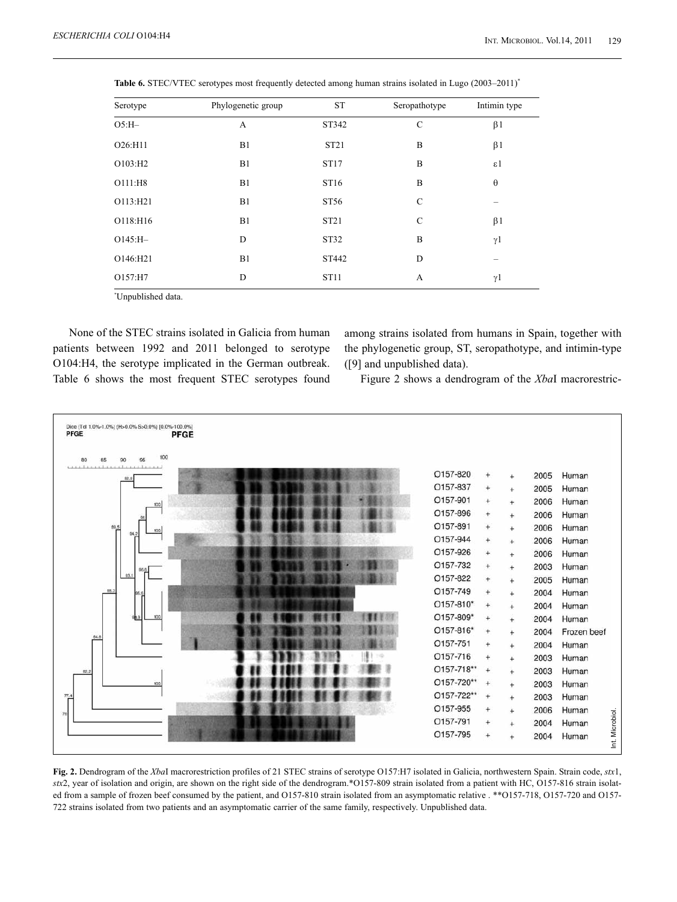**Table 6.** STEC/VTEC serotypes most frequently detected among human strains isolated in Lugo (2003–2011)*

| Serotype | Phylogenetic group | ST | Seropathotype | Intimin type |
|---|---|---|---|---|
| O5:H– | A | ST342 | C | β1 |
| O26:H11 | B1 | ST21 | B | β1 |
| O103:H2 | B1 | ST17 | B | ε1 |
| O111:H8 | B1 | ST16 | B | θ |
| O113:H21 | B1 | ST56 | C | – |
| O118:H16 | B1 | ST21 | C | β1 |
| O145:H– | D | ST32 | B | γ1 |
| O146:H21 | B1 | ST442 | D | – |
| O157:H7 | D | ST11 | A | γ1 |

*Unpublished data.

None of the STEC strains isolated in Galicia from human patients between 1992 and 2011 belonged to serotype O104:H4, the serotype implicated in the German outbreak. Table 6 shows the most frequent STEC serotypes found among strains isolated from humans in Spain, together with the phylogenetic group, ST, seropathotype, and intimin-type ([9] and unpublished data).

Figure 2 shows a dendrogram of the *Xba*I macrorestric-

**Fig. 2.** Dendrogram of the *Xba*I macrorestriction profiles of 21 STEC strains of serotype O157:H7 isolated in Galicia, northwestern Spain. Strain code, *stx*1, *stx*2, year of isolation and origin, are shown on the right side of the dendrogram.*O157-809 strain isolated from a patient with HC, O157-816 strain isolated from a sample of frozen beef consumed by the patient, and O157-810 strain isolated from an asymptomatic relative . **O157-718, O157-720 and O157-722 strains isolated from two patients and an asymptomatic carrier of the same family, respectively. Unpublished data.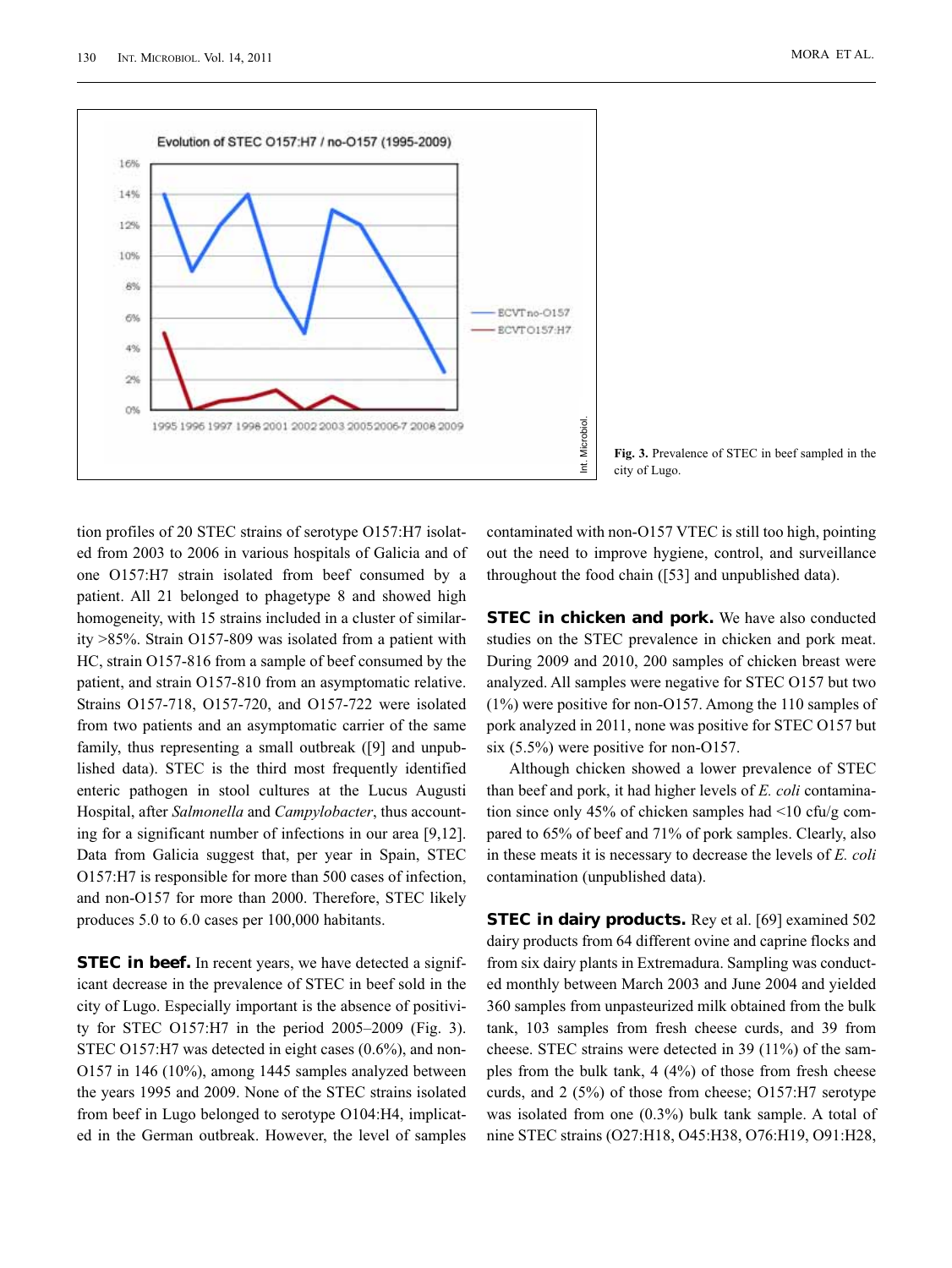**Fig. 3.** Prevalence of STEC in beef sampled in the city of Lugo.

tion profiles of 20 STEC strains of serotype O157:H7 isolated from 2003 to 2006 in various hospitals of Galicia and of one O157:H7 strain isolated from beef consumed by a patient. All 21 belonged to phagetype 8 and showed high homogeneity, with 15 strains included in a cluster of similarity >85%. Strain O157-809 was isolated from a patient with HC, strain O157-816 from a sample of beef consumed by the patient, and strain O157-810 from an asymptomatic relative. Strains O157-718, O157-720, and O157-722 were isolated from two patients and an asymptomatic carrier of the same family, thus representing a small outbreak ([9] and unpublished data). STEC is the third most frequently identified enteric pathogen in stool cultures at the Lucus Augusti Hospital, after *Salmonella* and *Campylobacter*, thus accounting for a significant number of infections in our area [9,12]. Data from Galicia suggest that, per year in Spain, STEC O157:H7 is responsible for more than 500 cases of infection, and non-O157 for more than 2000. Therefore, STEC likely produces 5.0 to 6.0 cases per 100,000 habitants.

**STEC in beef.** In recent years, we have detected a significant decrease in the prevalence of STEC in beef sold in the city of Lugo. Especially important is the absence of positivity for STEC O157:H7 in the period 2005–2009 (Fig. 3). STEC O157:H7 was detected in eight cases (0.6%), and non-O157 in 146 (10%), among 1445 samples analyzed between the years 1995 and 2009. None of the STEC strains isolated from beef in Lugo belonged to serotype O104:H4, implicated in the German outbreak. However, the level of samples contaminated with non-O157 VTEC is still too high, pointing out the need to improve hygiene, control, and surveillance throughout the food chain ([53] and unpublished data).

**STEC in chicken and pork.** We have also conducted studies on the STEC prevalence in chicken and pork meat. During 2009 and 2010, 200 samples of chicken breast were analyzed. All samples were negative for STEC O157 but two (1%) were positive for non-O157. Among the 110 samples of pork analyzed in 2011, none was positive for STEC O157 but six (5.5%) were positive for non-O157.

Although chicken showed a lower prevalence of STEC than beef and pork, it had higher levels of *E. coli* contamination since only 45% of chicken samples had <10 cfu/g compared to 65% of beef and 71% of pork samples. Clearly, also in these meats it is necessary to decrease the levels of *E. coli* contamination (unpublished data).

**STEC in dairy products.** Rey et al. [69] examined 502 dairy products from 64 different ovine and caprine flocks and from six dairy plants in Extremadura. Sampling was conducted monthly between March 2003 and June 2004 and yielded 360 samples from unpasteurized milk obtained from the bulk tank, 103 samples from fresh cheese curds, and 39 from cheese. STEC strains were detected in 39 (11%) of the samples from the bulk tank, 4 (4%) of those from fresh cheese curds, and 2 (5%) of those from cheese; O157:H7 serotype was isolated from one (0.3%) bulk tank sample. A total of nine STEC strains (O27:H18, O45:H38, O76:H19, O91:H28,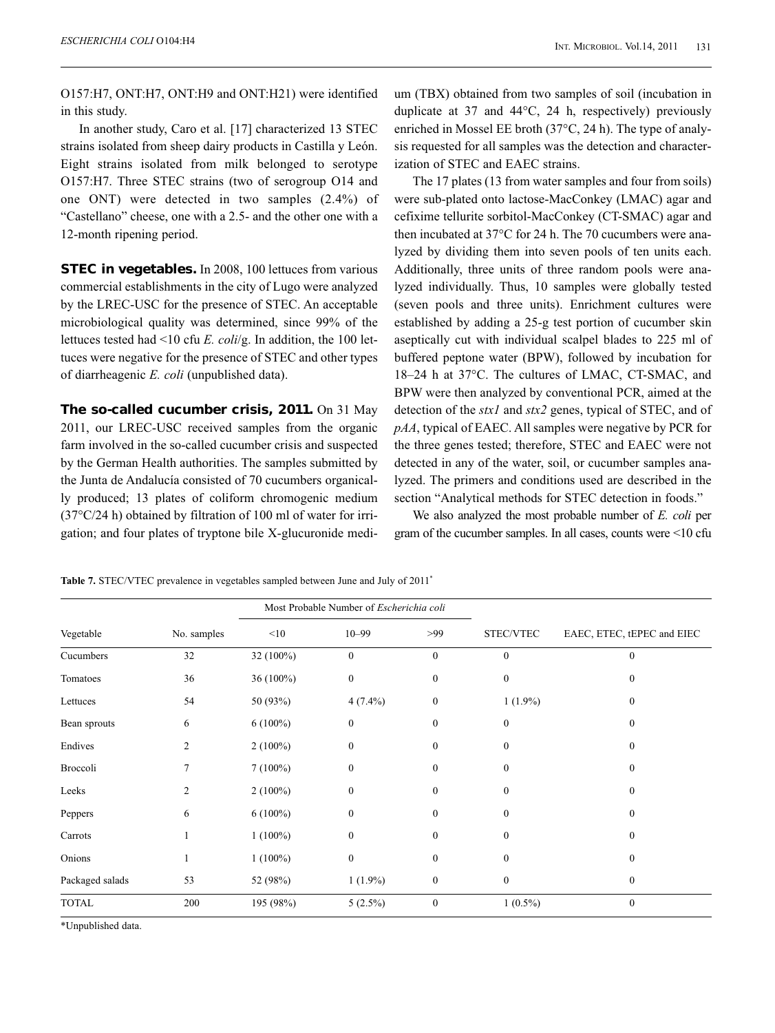O157:H7, ONT:H7, ONT:H9 and ONT:H21) were identified in this study.

In another study, Caro et al. [17] characterized 13 STEC strains isolated from sheep dairy products in Castilla y León. Eight strains isolated from milk belonged to serotype O157:H7. Three STEC strains (two of serogroup O14 and one ONT) were detected in two samples (2.4%) of "Castellano" cheese, one with a 2.5- and the other one with a 12-month ripening period.

**STEC in vegetables.** In 2008, 100 lettuces from various commercial establishments in the city of Lugo were analyzed by the LREC-USC for the presence of STEC. An acceptable microbiological quality was determined, since 99% of the lettuces tested had <10 cfu *E. coli*/g. In addition, the 100 lettuces were negative for the presence of STEC and other types of diarrheagenic *E. coli* (unpublished data).

**The so-called cucumber crisis, 2011.** On 31 May 2011, our LREC-USC received samples from the organic farm involved in the so-called cucumber crisis and suspected by the German Health authorities. The samples submitted by the Junta de Andalucía consisted of 70 cucumbers organically produced; 13 plates of coliform chromogenic medium (37°C/24 h) obtained by filtration of 100 ml of water for irrigation; and four plates of tryptone bile X-glucuronide medium (TBX) obtained from two samples of soil (incubation in duplicate at 37 and 44°C, 24 h, respectively) previously enriched in Mossel EE broth (37°C, 24 h). The type of analysis requested for all samples was the detection and characterization of STEC and EAEC strains.

The 17 plates (13 from water samples and four from soils) were sub-plated onto lactose-MacConkey (LMAC) agar and cefixime tellurite sorbitol-MacConkey (CT-SMAC) agar and then incubated at 37°C for 24 h. The 70 cucumbers were analyzed by dividing them into seven pools of ten units each. Additionally, three units of three random pools were analyzed individually. Thus, 10 samples were globally tested (seven pools and three units). Enrichment cultures were established by adding a 25-g test portion of cucumber skin aseptically cut with individual scalpel blades to 225 ml of buffered peptone water (BPW), followed by incubation for 18–24 h at 37°C. The cultures of LMAC, CT-SMAC, and BPW were then analyzed by conventional PCR, aimed at the detection of the *stx1* and *stx2* genes, typical of STEC, and of *pAA*, typical of EAEC. All samples were negative by PCR for the three genes tested; therefore, STEC and EAEC were not detected in any of the water, soil, or cucumber samples analyzed. The primers and conditions used are described in the section "Analytical methods for STEC detection in foods."

We also analyzed the most probable number of *E. coli* per gram of the cucumber samples. In all cases, counts were <10 cfu

**Table 7.** STEC/VTEC prevalence in vegetables sampled between June and July of 2011*

| Vegetable | No. samples | Most Probable Number of *Escherichia coli* | | | STEC/VTEC | EAEC, ETEC, tEPEC and EIEC |
|---|---|---|---|---|---|---|
| | | <10 | 10–99 | >99 | | |
| Cucumbers | 32 | 32 (100%) | 0 | 0 | 0 | 0 |
| Tomatoes | 36 | 36 (100%) | 0 | 0 | 0 | 0 |
| Lettuces | 54 | 50 (93%) | 4 (7.4%) | 0 | 1 (1.9%) | 0 |
| Bean sprouts | 6 | 6 (100%) | 0 | 0 | 0 | 0 |
| Endives | 2 | 2 (100%) | 0 | 0 | 0 | 0 |
| Broccoli | 7 | 7 (100%) | 0 | 0 | 0 | 0 |
| Leeks | 2 | 2 (100%) | 0 | 0 | 0 | 0 |
| Peppers | 6 | 6 (100%) | 0 | 0 | 0 | 0 |
| Carrots | 1 | 1 (100%) | 0 | 0 | 0 | 0 |
| Onions | 1 | 1 (100%) | 0 | 0 | 0 | 0 |
| Packaged salads | 53 | 52 (98%) | 1 (1.9%) | 0 | 0 | 0 |
| TOTAL | 200 | 195 (98%) | 5 (2.5%) | 0 | 1 (0.5%) | 0 |

*Unpublished data.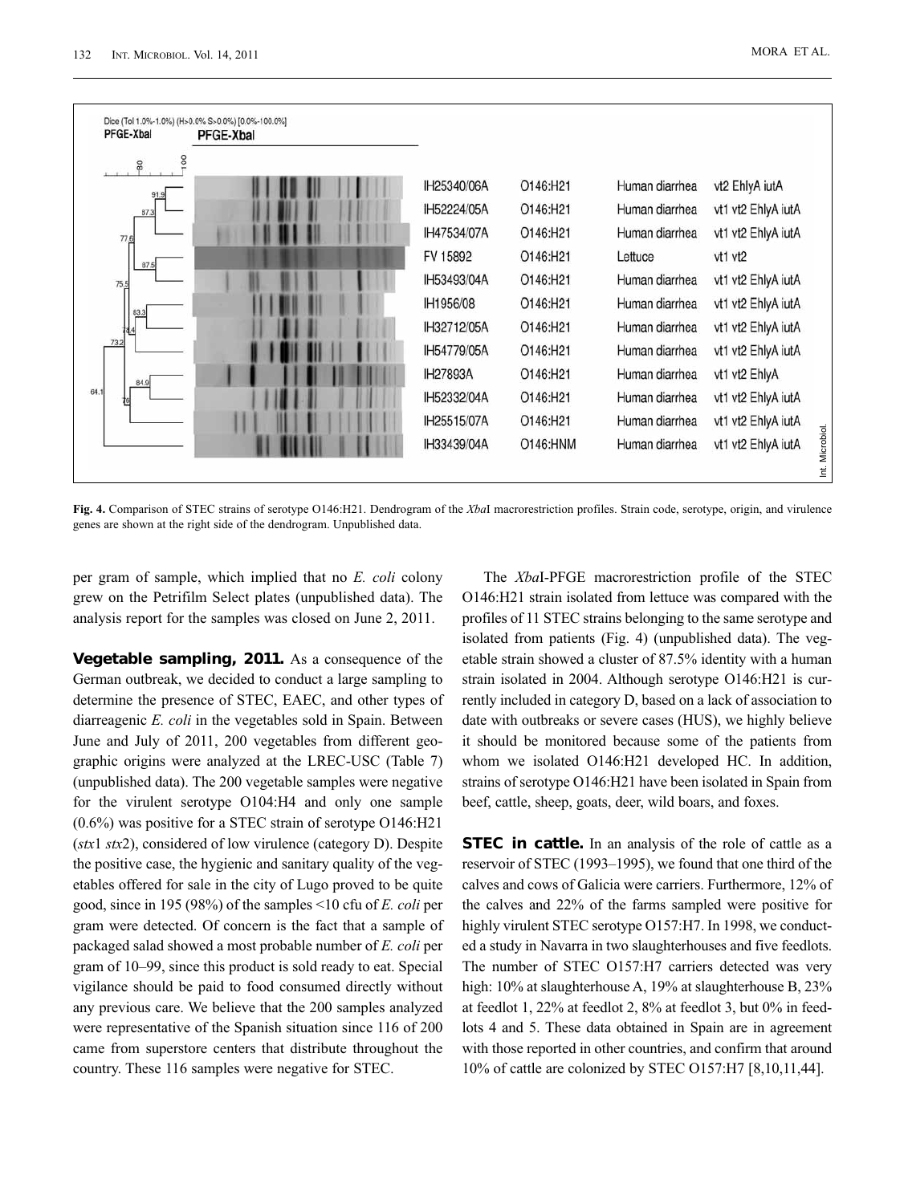**Fig. 4.** Comparison of STEC strains of serotype O146:H21. Dendrogram of the *Xba*I macrorestriction profiles. Strain code, serotype, origin, and virulence genes are shown at the right side of the dendrogram. Unpublished data.

per gram of sample, which implied that no *E. coli* colony grew on the Petrifilm Select plates (unpublished data). The analysis report for the samples was closed on June 2, 2011.

**Vegetable sampling, 2011.** As a consequence of the German outbreak, we decided to conduct a large sampling to determine the presence of STEC, EAEC, and other types of diarreagenic *E. coli* in the vegetables sold in Spain. Between June and July of 2011, 200 vegetables from different geographic origins were analyzed at the LREC-USC (Table 7) (unpublished data). The 200 vegetable samples were negative for the virulent serotype O104:H4 and only one sample (0.6%) was positive for a STEC strain of serotype O146:H21 (*stx*1 *stx*2), considered of low virulence (category D). Despite the positive case, the hygienic and sanitary quality of the vegetables offered for sale in the city of Lugo proved to be quite good, since in 195 (98%) of the samples <10 cfu of *E. coli* per gram were detected. Of concern is the fact that a sample of packaged salad showed a most probable number of *E. coli* per gram of 10–99, since this product is sold ready to eat. Special vigilance should be paid to food consumed directly without any previous care. We believe that the 200 samples analyzed were representative of the Spanish situation since 116 of 200 came from superstore centers that distribute throughout the country. These 116 samples were negative for STEC.

The *Xba*I-PFGE macrorestriction profile of the STEC O146:H21 strain isolated from lettuce was compared with the profiles of 11 STEC strains belonging to the same serotype and isolated from patients (Fig. 4) (unpublished data). The vegetable strain showed a cluster of 87.5% identity with a human strain isolated in 2004. Although serotype O146:H21 is currently included in category D, based on a lack of association to date with outbreaks or severe cases (HUS), we highly believe it should be monitored because some of the patients from whom we isolated O146:H21 developed HC. In addition, strains of serotype O146:H21 have been isolated in Spain from beef, cattle, sheep, goats, deer, wild boars, and foxes.

**STEC in cattle.** In an analysis of the role of cattle as a reservoir of STEC (1993–1995), we found that one third of the calves and cows of Galicia were carriers. Furthermore, 12% of the calves and 22% of the farms sampled were positive for highly virulent STEC serotype O157:H7. In 1998, we conducted a study in Navarra in two slaughterhouses and five feedlots. The number of STEC O157:H7 carriers detected was very high: 10% at slaughterhouse A, 19% at slaughterhouse B, 23% at feedlot 1, 22% at feedlot 2, 8% at feedlot 3, but 0% in feedlots 4 and 5. These data obtained in Spain are in agreement with those reported in other countries, and confirm that around 10% of cattle are colonized by STEC O157:H7 [8,10,11,44].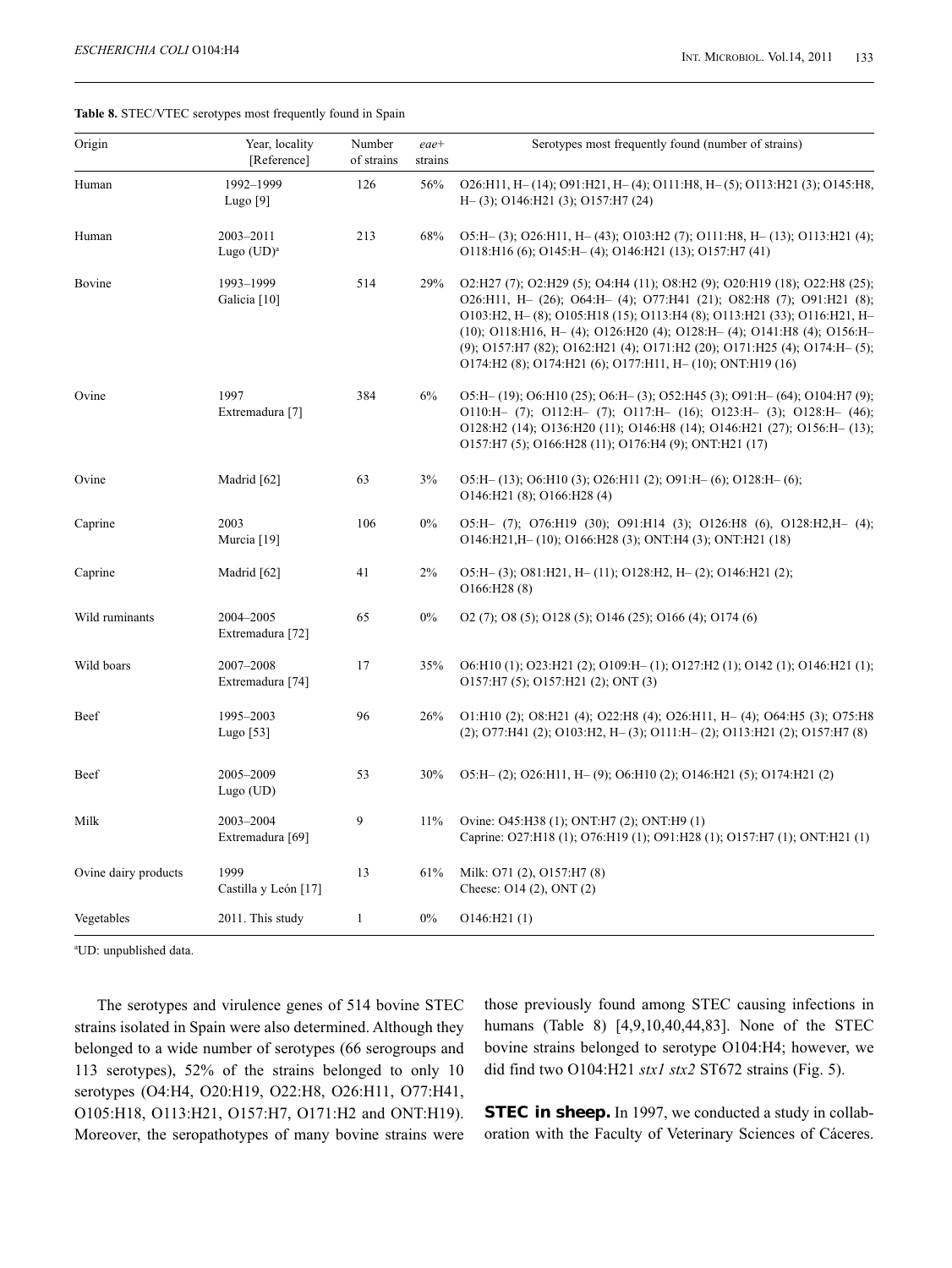**Table 8.** STEC/VTEC serotypes most frequently found in Spain

| Origin | Year, locality [Reference] | Number of strains | *eae*+ strains | Serotypes most frequently found (number of strains) |
|---|---|---|---|---|
| Human | 1992–1999 Lugo [9] | 126 | 56% | O26:H11, H– (14); O91:H21, H– (4); O111:H8, H– (5); O113:H21 (3); O145:H8, H– (3); O146:H21 (3); O157:H7 (24) |
| Human | 2003–2011 Lugo (UD)[a] | 213 | 68% | O5:H– (3); O26:H11, H– (43); O103:H2 (7); O111:H8, H– (13); O113:H21 (4); O118:H16 (6); O145:H– (4); O146:H21 (13); O157:H7 (41) |
| Bovine | 1993–1999 Galicia [10] | 514 | 29% | O2:H27 (7); O2:H29 (5); O4:H4 (11); O8:H2 (9); O20:H19 (18); O22:H8 (25); O26:H11, H– (26); O64:H– (4); O77:H41 (21); O82:H8 (7); O91:H21 (8); O103:H2, H– (8); O105:H18 (15); O113:H4 (8); O113:H21 (33); O116:H21, H– (10); O118:H16, H– (4); O126:H20 (4); O128:H– (4); O141:H8 (4); O156:H– (9); O157:H7 (82); O162:H21 (4); O171:H2 (20); O171:H25 (4); O174:H– (5); O174:H2 (8); O174:H21 (6); O177:H11, H– (10); ONT:H19 (16) |
| Ovine | 1997 Extremadura [7] | 384 | 6% | O5:H– (19); O6:H10 (25); O6:H– (3); O52:H45 (3); O91:H– (64); O104:H7 (9); O110:H– (7); O112:H– (7); O117:H– (16); O123:H– (3); O128:H– (46); O128:H2 (14); O136:H20 (11); O146:H8 (14); O146:H21 (27); O156:H– (13); O157:H7 (5); O166:H28 (11); O176:H4 (9); ONT:H21 (17) |
| Ovine | Madrid [62] | 63 | 3% | O5:H– (13); O6:H10 (3); O26:H11 (2); O91:H– (6); O128:H– (6); O146:H21 (8); O166:H28 (4) |
| Caprine | 2003 Murcia [19] | 106 | 0% | O5:H– (7); O76:H19 (30); O91:H14 (3); O126:H8 (6), O128:H2,H– (4); O146:H21,H– (10); O166:H28 (3); ONT:H4 (3); ONT:H21 (18) |
| Caprine | Madrid [62] | 41 | 2% | O5:H– (3); O81:H21, H– (11); O128:H2, H– (2); O146:H21 (2); O166:H28 (8) |
| Wild ruminants | 2004–2005 Extremadura [72] | 65 | 0% | O2 (7); O8 (5); O128 (5); O146 (25); O166 (4); O174 (6) |
| Wild boars | 2007–2008 Extremadura [74] | 17 | 35% | O6:H10 (1); O23:H21 (2); O109:H– (1); O127:H2 (1); O142 (1); O146:H21 (1); O157:H7 (5); O157:H21 (2); ONT (3) |
| Beef | 1995–2003 Lugo [53] | 96 | 26% | O1:H10 (2); O8:H21 (4); O22:H8 (4); O26:H11, H– (4); O64:H5 (3); O75:H8 (2); O77:H41 (2); O103:H2, H– (3); O111:H– (2); O113:H21 (2); O157:H7 (8) |
| Beef | 2005–2009 Lugo (UD) | 53 | 30% | O5:H– (2); O26:H11, H– (9); O6:H10 (2); O146:H21 (5); O174:H21 (2) |
| Milk | 2003–2004 Extremadura [69] | 9 | 11% | Ovine: O45:H38 (1); ONT:H7 (2); ONT:H9 (1) Caprine: O27:H18 (1); O76:H19 (1); O91:H28 (1); O157:H7 (1); ONT:H21 (1) |
| Ovine dairy products | 1999 Castilla y León [17] | 13 | 61% | Milk: O71 (2), O157:H7 (8) Cheese: O14 (2), ONT (2) |
| Vegetables | 2011. This study | 1 | 0% | O146:H21 (1) |

[a]UD: unpublished data.

The serotypes and virulence genes of 514 bovine STEC strains isolated in Spain were also determined. Although they belonged to a wide number of serotypes (66 serogroups and 113 serotypes), 52% of the strains belonged to only 10 serotypes (O4:H4, O20:H19, O22:H8, O26:H11, O77:H41, O105:H18, O113:H21, O157:H7, O171:H2 and ONT:H19). Moreover, the seropathotypes of many bovine strains were those previously found among STEC causing infections in humans (Table 8) [4,9,10,40,44,83]. None of the STEC bovine strains belonged to serotype O104:H4; however, we did find two O104:H21 *stx1 stx2* ST672 strains (Fig. 5).

**STEC in sheep.** In 1997, we conducted a study in collaboration with the Faculty of Veterinary Sciences of Cáceres.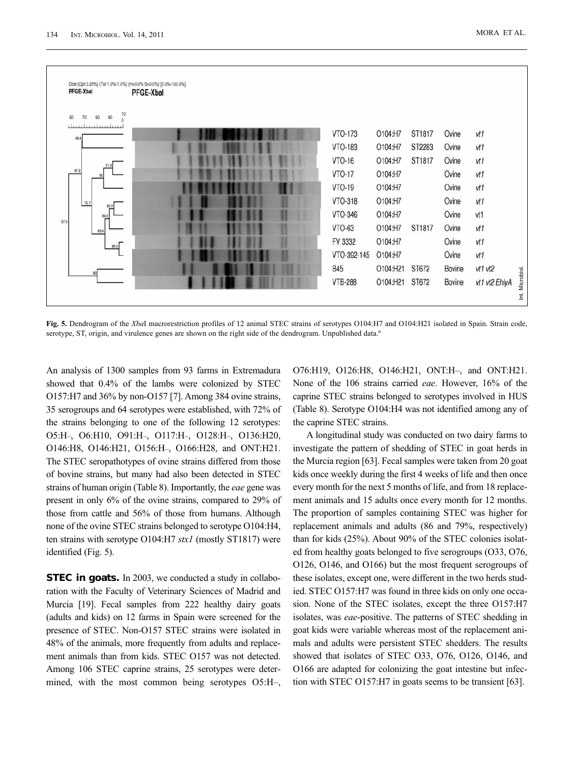**Fig. 5.** Dendrogram of the *Xba*I macrorestriction profiles of 12 animal STEC strains of serotypes O104:H7 and O104:H21 isolated in Spain. Strain code, serotype, ST, origin, and virulence genes are shown on the right side of the dendrogram. Unpublished data.º

An analysis of 1300 samples from 93 farms in Extremadura showed that 0.4% of the lambs were colonized by STEC O157:H7 and 36% by non-O157 [7]. Among 384 ovine strains, 35 serogroups and 64 serotypes were established, with 72% of the strains belonging to one of the following 12 serotypes: O5:H–, O6:H10, O91:H–, O117:H–, O128:H–, O136:H20, O146:H8, O146:H21, O156:H–, O166:H28, and ONT:H21. The STEC seropathotypes of ovine strains differed from those of bovine strains, but many had also been detected in STEC strains of human origin (Table 8). Importantly, the *eae* gene was present in only 6% of the ovine strains, compared to 29% of those from cattle and 56% of those from humans. Although none of the ovine STEC strains belonged to serotype O104:H4, ten strains with serotype O104:H7 *stx1* (mostly ST1817) were identified (Fig. 5).

**STEC in goats.** In 2003, we conducted a study in collaboration with the Faculty of Veterinary Sciences of Madrid and Murcia [19]. Fecal samples from 222 healthy dairy goats (adults and kids) on 12 farms in Spain were screened for the presence of STEC. Non-O157 STEC strains were isolated in 48% of the animals, more frequently from adults and replacement animals than from kids. STEC O157 was not detected. Among 106 STEC caprine strains, 25 serotypes were determined, with the most common being serotypes O5:H–, O76:H19, O126:H8, O146:H21, ONT:H–, and ONT:H21. None of the 106 strains carried *eae*. However, 16% of the caprine STEC strains belonged to serotypes involved in HUS (Table 8). Serotype O104:H4 was not identified among any of the caprine STEC strains.

A longitudinal study was conducted on two dairy farms to investigate the pattern of shedding of STEC in goat herds in the Murcia region [63]. Fecal samples were taken from 20 goat kids once weekly during the first 4 weeks of life and then once every month for the next 5 months of life, and from 18 replacement animals and 15 adults once every month for 12 months. The proportion of samples containing STEC was higher for replacement animals and adults (86 and 79%, respectively) than for kids (25%). About 90% of the STEC colonies isolated from healthy goats belonged to five serogroups (O33, O76, O126, O146, and O166) but the most frequent serogroups of these isolates, except one, were different in the two herds studied. STEC O157:H7 was found in three kids on only one occasion. None of the STEC isolates, except the three O157:H7 isolates, was *eae*-positive. The patterns of STEC shedding in goat kids were variable whereas most of the replacement animals and adults were persistent STEC shedders. The results showed that isolates of STEC O33, O76, O126, O146, and O166 are adapted for colonizing the goat intestine but infection with STEC O157:H7 in goats seems to be transient [63].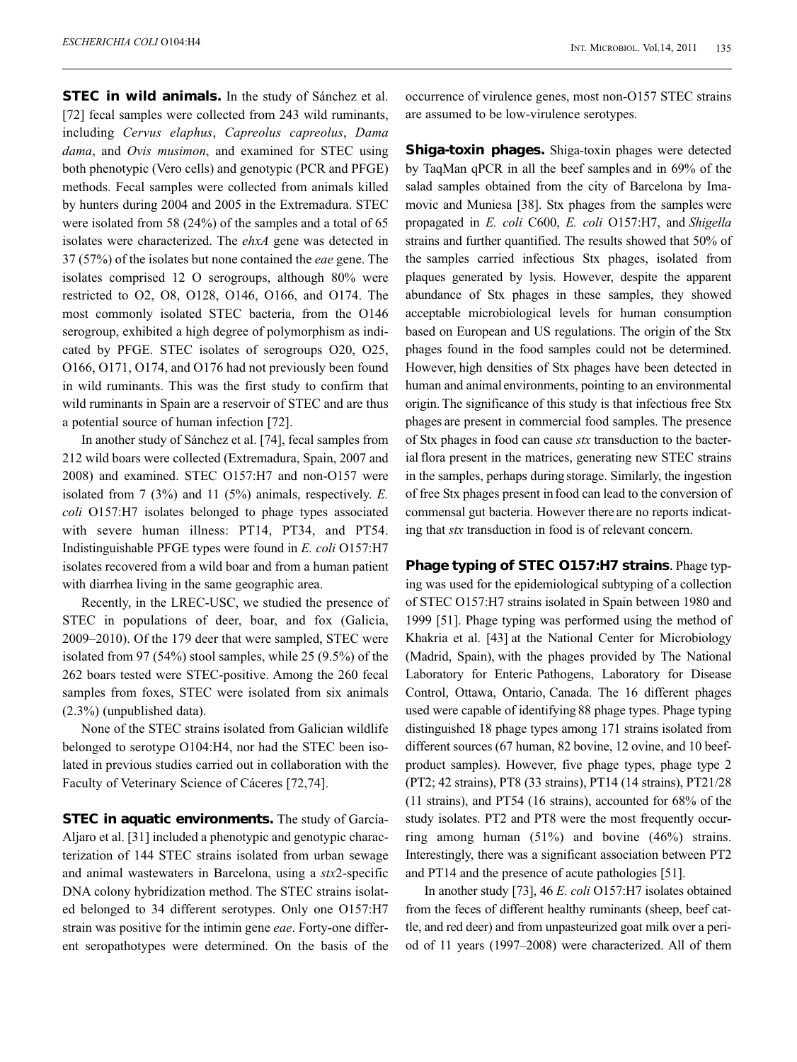**STEC in wild animals.** In the study of Sánchez et al. [72] fecal samples were collected from 243 wild ruminants, including *Cervus elaphus*, *Capreolus capreolus*, *Dama dama*, and *Ovis musimon*, and examined for STEC using both phenotypic (Vero cells) and genotypic (PCR and PFGE) methods. Fecal samples were collected from animals killed by hunters during 2004 and 2005 in the Extremadura. STEC were isolated from 58 (24%) of the samples and a total of 65 isolates were characterized. The *ehxA* gene was detected in 37 (57%) of the isolates but none contained the *eae* gene. The isolates comprised 12 O serogroups, although 80% were restricted to O2, O8, O128, O146, O166, and O174. The most commonly isolated STEC bacteria, from the O146 serogroup, exhibited a high degree of polymorphism as indicated by PFGE. STEC isolates of serogroups O20, O25, O166, O171, O174, and O176 had not previously been found in wild ruminants. This was the first study to confirm that wild ruminants in Spain are a reservoir of STEC and are thus a potential source of human infection [72].

In another study of Sánchez et al. [74], fecal samples from 212 wild boars were collected (Extremadura, Spain, 2007 and 2008) and examined. STEC O157:H7 and non-O157 were isolated from 7 (3%) and 11 (5%) animals, respectively. *E. coli* O157:H7 isolates belonged to phage types associated with severe human illness: PT14, PT34, and PT54. Indistinguishable PFGE types were found in *E. coli* O157:H7 isolates recovered from a wild boar and from a human patient with diarrhea living in the same geographic area.

Recently, in the LREC-USC, we studied the presence of STEC in populations of deer, boar, and fox (Galicia, 2009–2010). Of the 179 deer that were sampled, STEC were isolated from 97 (54%) stool samples, while 25 (9.5%) of the 262 boars tested were STEC-positive. Among the 260 fecal samples from foxes, STEC were isolated from six animals (2.3%) (unpublished data).

None of the STEC strains isolated from Galician wildlife belonged to serotype O104:H4, nor had the STEC been isolated in previous studies carried out in collaboration with the Faculty of Veterinary Science of Cáceres [72,74].

**STEC in aquatic environments.** The study of García-Aljaro et al. [31] included a phenotypic and genotypic characterization of 144 STEC strains isolated from urban sewage and animal wastewaters in Barcelona, using a *stx*2-specific DNA colony hybridization method. The STEC strains isolated belonged to 34 different serotypes. Only one O157:H7 strain was positive for the intimin gene *eae*. Forty-one different seropathotypes were determined. On the basis of the occurrence of virulence genes, most non-O157 STEC strains are assumed to be low-virulence serotypes.

**Shiga-toxin phages.** Shiga-toxin phages were detected by TaqMan qPCR in all the beef samples and in 69% of the salad samples obtained from the city of Barcelona by Imamovic and Muniesa [38]. Stx phages from the samples were propagated in *E. coli* C600, *E. coli* O157:H7, and *Shigella* strains and further quantified. The results showed that 50% of the samples carried infectious Stx phages, isolated from plaques generated by lysis. However, despite the apparent abundance of Stx phages in these samples, they showed acceptable microbiological levels for human consumption based on European and US regulations. The origin of the Stx phages found in the food samples could not be determined. However, high densities of Stx phages have been detected in human and animal environments, pointing to an environmental origin. The significance of this study is that infectious free Stx phages are present in commercial food samples. The presence of Stx phages in food can cause *stx* transduction to the bacterial flora present in the matrices, generating new STEC strains in the samples, perhaps during storage. Similarly, the ingestion of free Stx phages present in food can lead to the conversion of commensal gut bacteria. However there are no reports indicating that *stx* transduction in food is of relevant concern.

**Phage typing of STEC O157:H7 strains**. Phage typing was used for the epidemiological subtyping of a collection of STEC O157:H7 strains isolated in Spain between 1980 and 1999 [51]. Phage typing was performed using the method of Khakria et al. [43] at the National Center for Microbiology (Madrid, Spain), with the phages provided by The National Laboratory for Enteric Pathogens, Laboratory for Disease Control, Ottawa, Ontario, Canada. The 16 different phages used were capable of identifying 88 phage types. Phage typing distinguished 18 phage types among 171 strains isolated from different sources (67 human, 82 bovine, 12 ovine, and 10 beef-product samples). However, five phage types, phage type 2 (PT2; 42 strains), PT8 (33 strains), PT14 (14 strains), PT21/28 (11 strains), and PT54 (16 strains), accounted for 68% of the study isolates. PT2 and PT8 were the most frequently occurring among human (51%) and bovine (46%) strains. Interestingly, there was a significant association between PT2 and PT14 and the presence of acute pathologies [51].

In another study [73], 46 *E. coli* O157:H7 isolates obtained from the feces of different healthy ruminants (sheep, beef cattle, and red deer) and from unpasteurized goat milk over a period of 11 years (1997–2008) were characterized. All of them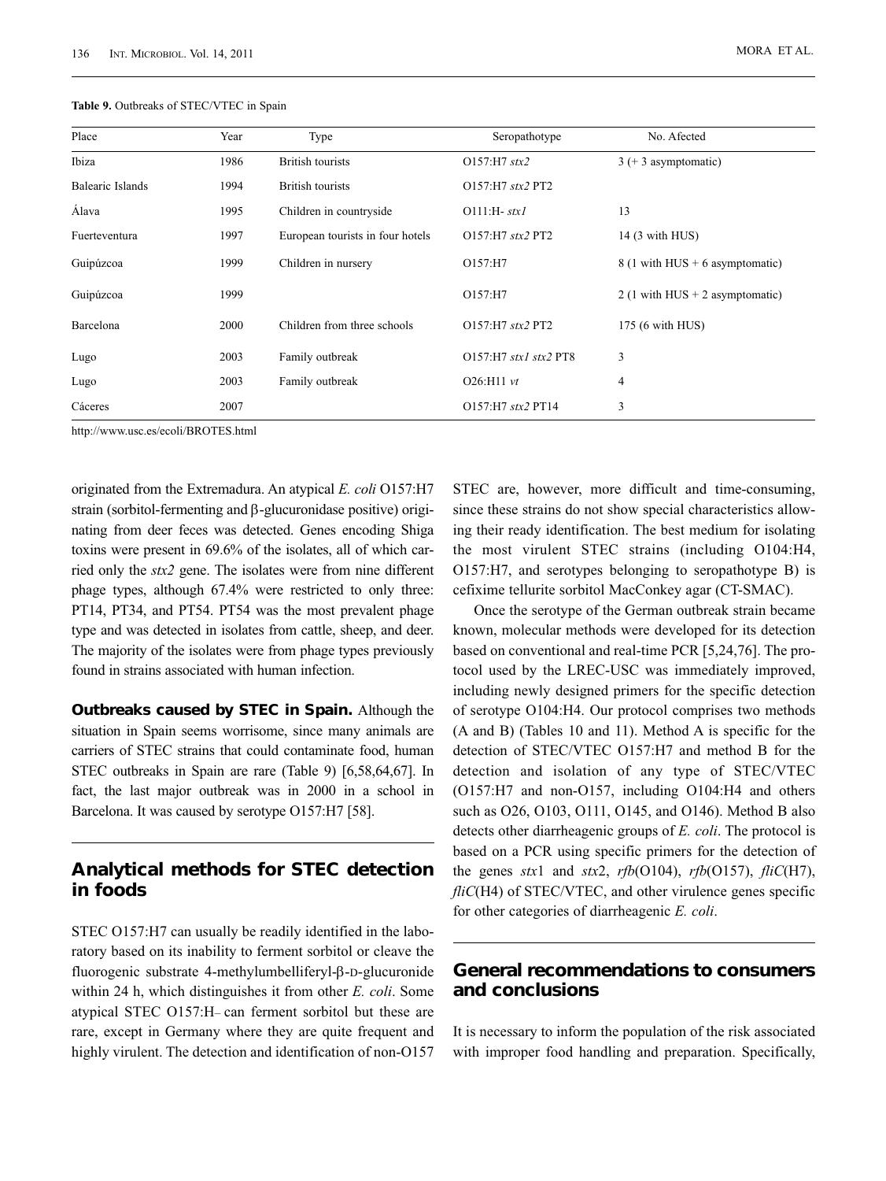**Table 9.** Outbreaks of STEC/VTEC in Spain

| Place | Year | Type | Seropathotype | No. Afected |
|---|---|---|---|---|
| Ibiza | 1986 | British tourists | O157:H7 *stx2* | 3 (+ 3 asymptomatic) |
| Balearic Islands | 1994 | British tourists | O157:H7 *stx2* PT2 | |
| Álava | 1995 | Children in countryside | O111:H- *stx1* | 13 |
| Fuerteventura | 1997 | European tourists in four hotels | O157:H7 *stx2* PT2 | 14 (3 with HUS) |
| Guipúzcoa | 1999 | Children in nursery | O157:H7 | 8 (1 with HUS + 6 asymptomatic) |
| Guipúzcoa | 1999 | | O157:H7 | 2 (1 with HUS + 2 asymptomatic) |
| Barcelona | 2000 | Children from three schools | O157:H7 *stx2* PT2 | 175 (6 with HUS) |
| Lugo | 2003 | Family outbreak | O157:H7 *stx1 stx2* PT8 | 3 |
| Lugo | 2003 | Family outbreak | O26:H11 *vt* | 4 |
| Cáceres | 2007 | | O157:H7 *stx2* PT14 | 3 |

http://www.usc.es/ecoli/BROTES.html

originated from the Extremadura. An atypical *E. coli* O157:H7 strain (sorbitol-fermenting and β-glucuronidase positive) originating from deer feces was detected. Genes encoding Shiga toxins were present in 69.6% of the isolates, all of which carried only the *stx2* gene. The isolates were from nine different phage types, although 67.4% were restricted to only three: PT14, PT34, and PT54. PT54 was the most prevalent phage type and was detected in isolates from cattle, sheep, and deer. The majority of the isolates were from phage types previously found in strains associated with human infection.

**Outbreaks caused by STEC in Spain.** Although the situation in Spain seems worrisome, since many animals are carriers of STEC strains that could contaminate food, human STEC outbreaks in Spain are rare (Table 9) [6,58,64,67]. In fact, the last major outbreak was in 2000 in a school in Barcelona. It was caused by serotype O157:H7 [58].

## Analytical methods for STEC detection in foods

STEC O157:H7 can usually be readily identified in the laboratory based on its inability to ferment sorbitol or cleave the fluorogenic substrate 4-methylumbelliferyl-β-D-glucuronide within 24 h, which distinguishes it from other *E. coli*. Some atypical STEC O157:H– can ferment sorbitol but these are rare, except in Germany where they are quite frequent and highly virulent. The detection and identification of non-O157 STEC are, however, more difficult and time-consuming, since these strains do not show special characteristics allowing their ready identification. The best medium for isolating the most virulent STEC strains (including O104:H4, O157:H7, and serotypes belonging to seropathotype B) is cefixime tellurite sorbitol MacConkey agar (CT-SMAC).

Once the serotype of the German outbreak strain became known, molecular methods were developed for its detection based on conventional and real-time PCR [5,24,76]. The protocol used by the LREC-USC was immediately improved, including newly designed primers for the specific detection of serotype O104:H4. Our protocol comprises two methods (A and B) (Tables 10 and 11). Method A is specific for the detection of STEC/VTEC O157:H7 and method B for the detection and isolation of any type of STEC/VTEC (O157:H7 and non-O157, including O104:H4 and others such as O26, O103, O111, O145, and O146). Method B also detects other diarrheagenic groups of *E. coli*. The protocol is based on a PCR using specific primers for the detection of the genes *stx*1 and *stx*2, *rfb*(O104), *rfb*(O157), *fliC*(H7), *fliC*(H4) of STEC/VTEC, and other virulence genes specific for other categories of diarrheagenic *E. coli*.

## General recommendations to consumers and conclusions

It is necessary to inform the population of the risk associated with improper food handling and preparation. Specifically,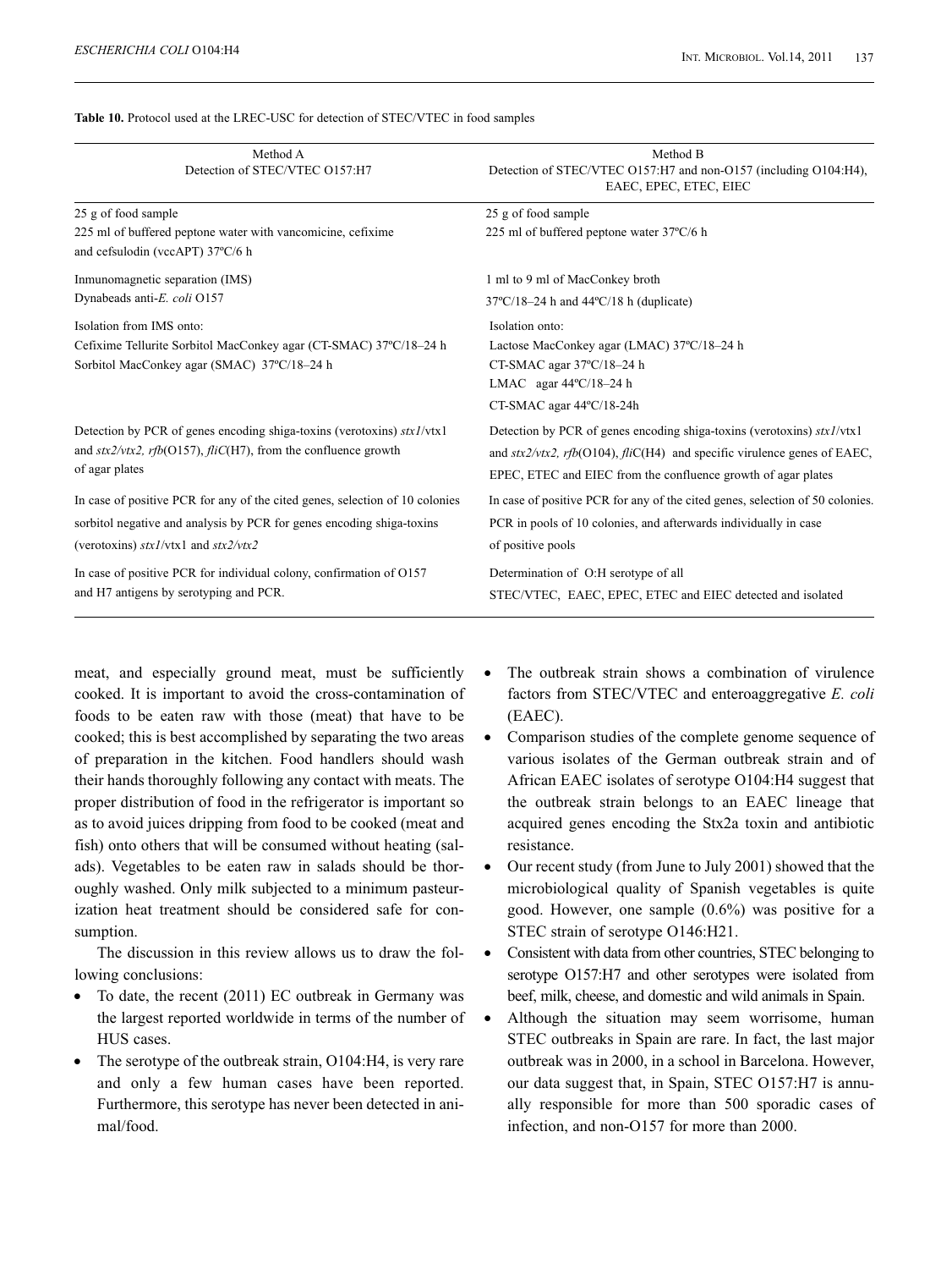**Table 10.** Protocol used at the LREC-USC for detection of STEC/VTEC in food samples

| Method A<br>Detection of STEC/VTEC O157:H7 | Method B<br>Detection of STEC/VTEC O157:H7 and non-O157 (including O104:H4), EAEC, EPEC, ETEC, EIEC |
|---|---|
| 25 g of food sample<br>225 ml of buffered peptone water with vancomicine, cefixime and cefsulodin (vccAPT) 37ºC/6 h | 25 g of food sample<br>225 ml of buffered peptone water 37ºC/6 h |
| Inmunomagnetic separation (IMS)<br>Dynabeads anti-*E. coli* O157 | 1 ml to 9 ml of MacConkey broth<br>37ºC/18–24 h and 44ºC/18 h (duplicate) |
| Isolation from IMS onto:<br>Cefixime Tellurite Sorbitol MacConkey agar (CT-SMAC) 37ºC/18–24 h<br>Sorbitol MacConkey agar (SMAC) 37ºC/18–24 h | Isolation onto:<br>Lactose MacConkey agar (LMAC) 37ºC/18–24 h<br>CT-SMAC agar 37ºC/18–24 h<br>LMAC agar 44ºC/18–24 h<br>CT-SMAC agar 44ºC/18-24h |
| Detection by PCR of genes encoding shiga-toxins (verotoxins) *stx1*/vtx1 and *stx2/vtx2, rfb*(O157), *fliC*(H7), from the confluence growth of agar plates | Detection by PCR of genes encoding shiga-toxins (verotoxins) *stx1*/vtx1 and *stx2/vtx2, rfb*(O104), *fli*C(H4) and specific virulence genes of EAEC, EPEC, ETEC and EIEC from the confluence growth of agar plates |
| In case of positive PCR for any of the cited genes, selection of 10 colonies sorbitol negative and analysis by PCR for genes encoding shiga-toxins (verotoxins) *stx1*/vtx1 and *stx2/vtx2* | In case of positive PCR for any of the cited genes, selection of 50 colonies. PCR in pools of 10 colonies, and afterwards individually in case of positive pools |
| In case of positive PCR for individual colony, confirmation of O157 and H7 antigens by serotyping and PCR. | Determination of O:H serotype of all STEC/VTEC, EAEC, EPEC, ETEC and EIEC detected and isolated |

meat, and especially ground meat, must be sufficiently cooked. It is important to avoid the cross-contamination of foods to be eaten raw with those (meat) that have to be cooked; this is best accomplished by separating the two areas of preparation in the kitchen. Food handlers should wash their hands thoroughly following any contact with meats. The proper distribution of food in the refrigerator is important so as to avoid juices dripping from food to be cooked (meat and fish) onto others that will be consumed without heating (salads). Vegetables to be eaten raw in salads should be thoroughly washed. Only milk subjected to a minimum pasteurization heat treatment should be considered safe for consumption.

The discussion in this review allows us to draw the following conclusions:

- To date, the recent (2011) EC outbreak in Germany was the largest reported worldwide in terms of the number of HUS cases.
- The serotype of the outbreak strain, O104:H4, is very rare and only a few human cases have been reported. Furthermore, this serotype has never been detected in animal/food.
- The outbreak strain shows a combination of virulence factors from STEC/VTEC and enteroaggregative *E. coli* (EAEC).
- Comparison studies of the complete genome sequence of various isolates of the German outbreak strain and of African EAEC isolates of serotype O104:H4 suggest that the outbreak strain belongs to an EAEC lineage that acquired genes encoding the Stx2a toxin and antibiotic resistance.
- Our recent study (from June to July 2001) showed that the microbiological quality of Spanish vegetables is quite good. However, one sample (0.6%) was positive for a STEC strain of serotype O146:H21.
- Consistent with data from other countries, STEC belonging to serotype O157:H7 and other serotypes were isolated from beef, milk, cheese, and domestic and wild animals in Spain.
- Although the situation may seem worrisome, human STEC outbreaks in Spain are rare. In fact, the last major outbreak was in 2000, in a school in Barcelona. However, our data suggest that, in Spain, STEC O157:H7 is annually responsible for more than 500 sporadic cases of infection, and non-O157 for more than 2000.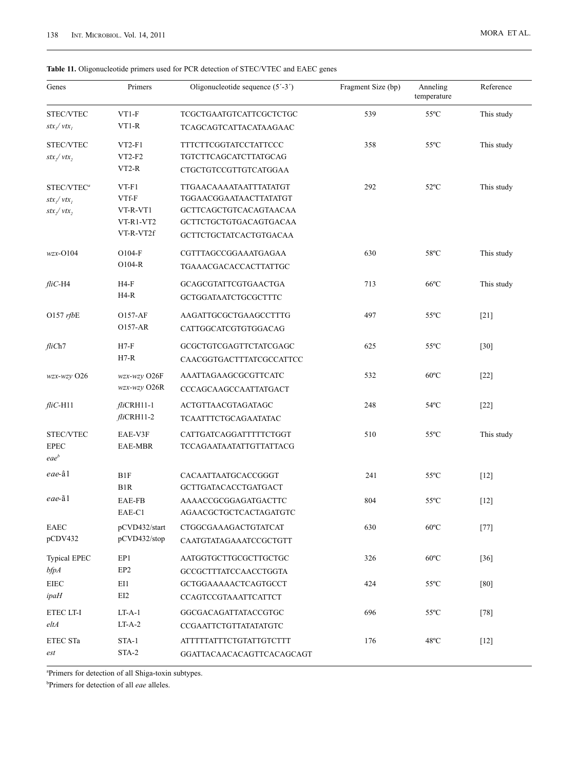**Table 11.** Oligonucleotide primers used for PCR detection of STEC/VTEC and EAEC genes

| Genes | Primers | Oligonucleotide sequence (5´-3´) | Fragment Size (bp) | Anneling temperature | Reference |
|---|---|---|---|---|---|
| STEC/VTEC $stx_1$/ $vtx_1$ | VT1-F<br>VT1-R | TCGCTGAATGTCATTCGCTCTGC<br>TCAGCAGTCATTACATAAGAAC | 539 | 55ºC | This study |
| STEC/VTEC $stx_2$/ $vtx_2$ | VT2-F1<br>VT2-F2<br>VT2-R | TTTCTTCGGTATCCTATTCCC<br>TGTCTTCAGCATCTTATGCAG<br>CTGCTGTCCGTTGTCATGGAA | 358 | 55ºC | This study |
| STEC/VTEC[a] $stx_1$/ $vtx_1$ $stx_2$/ $vtx_2$ | VT-F1<br>VTf-F<br>VT-R-VT1<br>VT-R1-VT2<br>VT-R-VT2f | TTGAACAAAATAATTTATATGT<br>TGGAACGGAATAACTTATATGT<br>GCTTCAGCTGTCACAGTAACAA<br>GCTTCTGCTGTGACAGTGACAA<br>GCTTCTGCTATCACTGTGACAA | 292 | 52ºC | This study |
| *wzx*-O104 | O104-F<br>O104-R | CGTTTAGCCGGAAATGAGAA<br>TGAAACGACACCACTTATTGC | 630 | 58ºC | This study |
| *fliC*-H4 | H4-F<br>H4-R | GCAGCGTATTCGTGAACTGA<br>GCTGGATAATCTGCGCTTTC | 713 | 66ºC | This study |
| O157 *rfb*E | O157-AF<br>O157-AR | AAGATTGCGCTGAAGCCTTTG<br>CATTGGCATCGTGTGGACAG | 497 | 55ºC | [21] |
| *fliC*h7 | H7-F<br>H7-R | GCGCTGTCGAGTTCTATCGAGC<br>CAACGGTGACTTTATCGCCATTCC | 625 | 55ºC | [30] |
| *wzx-wzy* O26 | *wzx-wzy* O26F<br>*wzx-wzy* O26R | AAATTAGAAGCGCGTTCATC<br>CCCAGCAAGCCAATTATGACT | 532 | 60ºC | [22] |
| *fliC*-H11 | *fli*CRH11-1<br>*fli*CRH11-2 | ACTGTTAACGTAGATAGC<br>TCAATTTCTGCAGAATATAC | 248 | 54ºC | [22] |
| STEC/VTEC EPEC *eae*[b] | EAE-V3F<br>EAE-MBR | CATTGATCAGGATTTTTCTGGT<br>TCCAGAATAATATTGTTATTACG | 510 | 55ºC | This study |
| *eae*-â1 | B1F<br>B1R | CACAATTAATGCACCGGGT<br>GCTTGATACACCTGATGACT | 241 | 55ºC | [12] |
| *eae*-ã1 | EAE-FB<br>EAE-C1 | AAAACCGCGGAGATGACTTC<br>AGAACGCTGCTCACTAGATGTC | 804 | 55ºC | [12] |
| EAEC pCDV432 | pCVD432/start<br>pCVD432/stop | CTGGCGAAAGACTGTATCAT<br>CAATGTATAGAAATCCGCTGTT | 630 | 60ºC | [77] |
| Typical EPEC *bfpA* | EP1<br>EP2 | AATGGTGCTTGCGCTTGCTGC<br>GCCGCTTTATCCAACCTGGTA | 326 | 60ºC | [36] |
| EIEC *ipaH* | EI1<br>EI2 | GCTGGAAAAACTCAGTGCCT<br>CCAGTCCGTAAATTCATTCT | 424 | 55ºC | [80] |
| ETEC LT-I *eltA* | LT-A-1<br>LT-A-2 | GGCGACAGATTATACCGTGC<br>CCGAATTCTGTTATATATGTC | 696 | 55ºC | [78] |
| ETEC STa *est* | STA-1<br>STA-2 | ATTTTTATTTCTGTATTGTCTTT<br>GGATTACAACACAGTTCACAGCAGT | 176 | 48ºC | [12] |

[a]Primers for detection of all Shiga-toxin subtypes.

[b]Primers for detection of all *eae* alleles.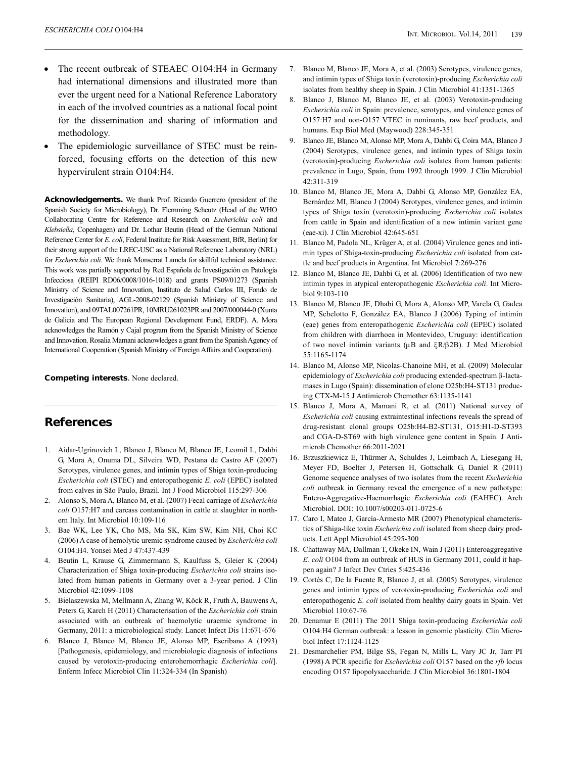- The recent outbreak of STEAEC O104:H4 in Germany had international dimensions and illustrated more than ever the urgent need for a National Reference Laboratory in each of the involved countries as a national focal point for the dissemination and sharing of information and methodology.
- The epidemiologic surveillance of STEC must be reinforced, focusing efforts on the detection of this new hypervirulent strain O104:H4.

**Acknowledgements.** We thank Prof. Ricardo Guerrero (president of the Spanish Society for Microbiology), Dr. Flemming Scheutz (Head of the WHO Collaborating Centre for Reference and Research on *Escherichia coli* and *Klebsiella*, Copenhagen) and Dr. Lothar Beutin (Head of the German National Reference Center for *E. coli*, Federal Institute for Risk Assessment, BfR, Berlin) for their strong support of the LREC-USC as a National Reference Laboratory (NRL) for *Escherichia coli*. We thank Monserrat Lamela for skillful technical assistance. This work was partially supported by Red Española de Investigación en Patología Infecciosa (REIPI RD06/0008/1016-1018) and grants PS09/01273 (Spanish Ministry of Science and Innovation, Instituto de Salud Carlos III, Fondo de Investigación Sanitaria), AGL-2008-02129 (Spanish Ministry of Science and Innovation), and 09TAL007261PR, 10MRU261023PR and 2007/000044-0 (Xunta de Galicia and The European Regional Development Fund, ERDF). A. Mora acknowledges the Ramón y Cajal program from the Spanish Ministry of Science and Innovation. Rosalia Mamani acknowledges a grant from the Spanish Agency of International Cooperation (Spanish Ministry of Foreign Affairs and Cooperation).

**Competing interests**. None declared.

## References

1. Aidar-Ugrinovich L, Blanco J, Blanco M, Blanco JE, Leomil L, Dahbi G, Mora A, Onuma DL, Silveira WD, Pestana de Castro AF (2007) Serotypes, virulence genes, and intimin types of Shiga toxin-producing *Escherichia coli* (STEC) and enteropathogenic *E. coli* (EPEC) isolated from calves in São Paulo, Brazil. Int J Food Microbiol 115:297-306
2. Alonso S, Mora A, Blanco M, et al. (2007) Fecal carriage of *Escherichia coli* O157:H7 and carcass contamination in cattle at slaughter in northern Italy. Int Microbiol 10:109-116
3. Bae WK, Lee YK, Cho MS, Ma SK, Kim SW, Kim NH, Choi KC (2006) A case of hemolytic uremic syndrome caused by *Escherichia coli* O104:H4. Yonsei Med J 47:437-439
4. Beutin L, Krause G, Zimmermann S, Kaulfuss S, Gleier K (2004) Characterization of Shiga toxin-producing *Escherichia coli* strains isolated from human patients in Germany over a 3-year period. J Clin Microbiol 42:1099-1108
5. Bielaszewska M, Mellmann A, Zhang W, Köck R, Fruth A, Bauwens A, Peters G, Karch H (2011) Characterisation of the *Escherichia coli* strain associated with an outbreak of haemolytic uraemic syndrome in Germany, 2011: a microbiological study. Lancet Infect Dis 11:671-676
6. Blanco J, Blanco M, Blanco JE, Alonso MP, Escribano A (1993) [Pathogenesis, epidemiology, and microbiologic diagnosis of infections caused by verotoxin-producing enterohemorrhagic *Escherichia coli*]. Enferm Infecc Microbiol Clin 11:324-334 (In Spanish)
7. Blanco M, Blanco JE, Mora A, et al. (2003) Serotypes, virulence genes, and intimin types of Shiga toxin (verotoxin)-producing *Escherichia coli* isolates from healthy sheep in Spain. J Clin Microbiol 41:1351-1365
8. Blanco J, Blanco M, Blanco JE, et al. (2003) Verotoxin-producing *Escherichia coli* in Spain: prevalence, serotypes, and virulence genes of O157:H7 and non-O157 VTEC in ruminants, raw beef products, and humans. Exp Biol Med (Maywood) 228:345-351
9. Blanco JE, Blanco M, Alonso MP, Mora A, Dahbi G, Coira MA, Blanco J (2004) Serotypes, virulence genes, and intimin types of Shiga toxin (verotoxin)-producing *Escherichia coli* isolates from human patients: prevalence in Lugo, Spain, from 1992 through 1999. J Clin Microbiol 42:311-319
10. Blanco M, Blanco JE, Mora A, Dahbi G, Alonso MP, González EA, Bernárdez MI, Blanco J (2004) Serotypes, virulence genes, and intimin types of Shiga toxin (verotoxin)-producing *Escherichia coli* isolates from cattle in Spain and identification of a new intimin variant gene (eae-xi). J Clin Microbiol 42:645-651
11. Blanco M, Padola NL, Krüger A, et al. (2004) Virulence genes and intimin types of Shiga-toxin-producing *Escherichia coli* isolated from cattle and beef products in Argentina. Int Microbiol 7:269-276
12. Blanco M, Blanco JE, Dahbi G, et al. (2006) Identification of two new intimin types in atypical enteropathogenic *Escherichia coli*. Int Microbiol 9:103-110
13. Blanco M, Blanco JE, Dhabi G, Mora A, Alonso MP, Varela G, Gadea MP, Schelotto F, González EA, Blanco J (2006) Typing of intimin (eae) genes from enteropathogenic *Escherichia coli* (EPEC) isolated from children with diarrhoea in Montevideo, Uruguay: identification of two novel intimin variants (μB and ξR/β2B). J Med Microbiol 55:1165-1174
14. Blanco M, Alonso MP, Nicolas-Chanoine MH, et al. (2009) Molecular epidemiology of *Escherichia coli* producing extended-spectrum β-lactamases in Lugo (Spain): dissemination of clone O25b:H4-ST131 producing CTX-M-15 J Antimicrob Chemother 63:1135-1141
15. Blanco J, Mora A, Mamani R, et al. (2011) National survey of *Escherichia coli* causing extraintestinal infections reveals the spread of drug-resistant clonal groups O25b:H4-B2-ST131, O15:H1-D-ST393 and CGA-D-ST69 with high virulence gene content in Spain. J Antimicrob Chemother 66:2011-2021
16. Brzuszkiewicz E, Thürmer A, Schuldes J, Leimbach A, Liesegang H, Meyer FD, Boelter J, Petersen H, Gottschalk G, Daniel R (2011) Genome sequence analyses of two isolates from the recent *Escherichia coli* outbreak in Germany reveal the emergence of a new pathotype: Entero-Aggregative-Haemorrhagic *Escherichia coli* (EAHEC). Arch Microbiol. DOI: 10.1007/s00203-011-0725-6
17. Caro I, Mateo J, García-Armesto MR (2007) Phenotypical characteristics of Shiga-like toxin *Escherichia coli* isolated from sheep dairy products. Lett Appl Microbiol 45:295-300
18. Chattaway MA, Dallman T, Okeke IN, Wain J (2011) Enteroaggregative *E. coli* O104 from an outbreak of HUS in Germany 2011, could it happen again? J Infect Dev Ctries 5:425-436
19. Cortés C, De la Fuente R, Blanco J, et al. (2005) Serotypes, virulence genes and intimin types of verotoxin-producing *Escherichia coli* and enteropathogenic *E. coli* isolated from healthy dairy goats in Spain. Vet Microbiol 110:67-76
20. Denamur E (2011) The 2011 Shiga toxin-producing *Escherichia coli* O104:H4 German outbreak: a lesson in genomic plasticity. Clin Microbiol Infect 17:1124-1125
21. Desmarchelier PM, Bilge SS, Fegan N, Mills L, Vary JC Jr, Tarr PI (1998) A PCR specific for *Escherichia coli* O157 based on the *rfb* locus encoding O157 lipopolysaccharide. J Clin Microbiol 36:1801-1804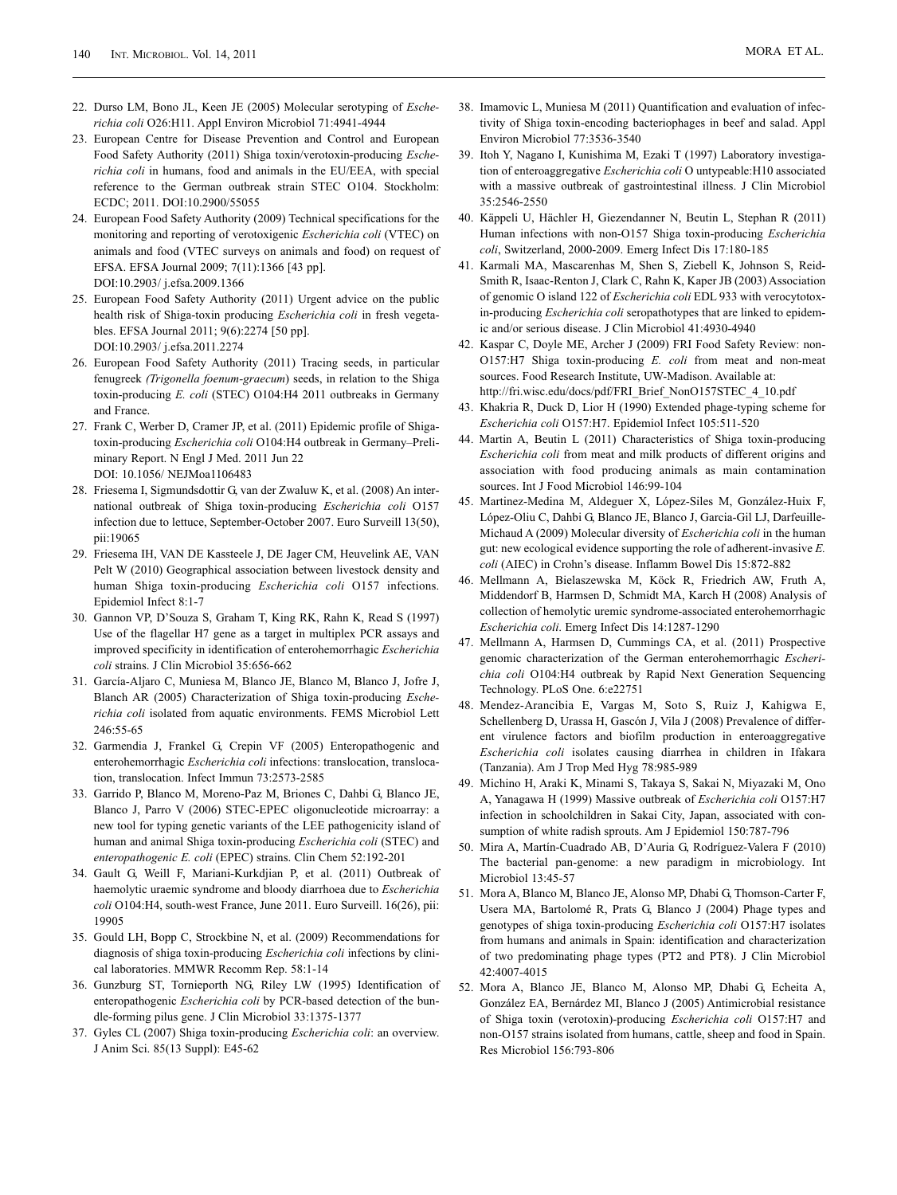22. Durso LM, Bono JL, Keen JE (2005) Molecular serotyping of *Escherichia coli* O26:H11. Appl Environ Microbiol 71:4941-4944
23. European Centre for Disease Prevention and Control and European Food Safety Authority (2011) Shiga toxin/verotoxin-producing *Escherichia coli* in humans, food and animals in the EU/EEA, with special reference to the German outbreak strain STEC O104. Stockholm: ECDC; 2011. DOI:10.2900/55055
24. European Food Safety Authority (2009) Technical specifications for the monitoring and reporting of verotoxigenic *Escherichia coli* (VTEC) on animals and food (VTEC surveys on animals and food) on request of EFSA. EFSA Journal 2009; 7(11):1366 [43 pp]. DOI:10.2903/ j.efsa.2009.1366
25. European Food Safety Authority (2011) Urgent advice on the public health risk of Shiga-toxin producing *Escherichia coli* in fresh vegetables. EFSA Journal 2011; 9(6):2274 [50 pp]. DOI:10.2903/ j.efsa.2011.2274
26. European Food Safety Authority (2011) Tracing seeds, in particular fenugreek *(Trigonella foenum-graecum*) seeds, in relation to the Shiga toxin-producing *E. coli* (STEC) O104:H4 2011 outbreaks in Germany and France.
27. Frank C, Werber D, Cramer JP, et al. (2011) Epidemic profile of Shiga-toxin-producing *Escherichia coli* O104:H4 outbreak in Germany–Preliminary Report. N Engl J Med. 2011 Jun 22 DOI: 10.1056/ NEJMoa1106483
28. Friesema I, Sigmundsdottir G, van der Zwaluw K, et al. (2008) An international outbreak of Shiga toxin-producing *Escherichia coli* O157 infection due to lettuce, September-October 2007. Euro Surveill 13(50), pii:19065
29. Friesema IH, VAN DE Kassteele J, DE Jager CM, Heuvelink AE, VAN Pelt W (2010) Geographical association between livestock density and human Shiga toxin-producing *Escherichia coli* O157 infections. Epidemiol Infect 8:1-7
30. Gannon VP, D'Souza S, Graham T, King RK, Rahn K, Read S (1997) Use of the flagellar H7 gene as a target in multiplex PCR assays and improved specificity in identification of enterohemorrhagic *Escherichia coli* strains. J Clin Microbiol 35:656-662
31. García-Aljaro C, Muniesa M, Blanco JE, Blanco M, Blanco J, Jofre J, Blanch AR (2005) Characterization of Shiga toxin-producing *Escherichia coli* isolated from aquatic environments. FEMS Microbiol Lett 246:55-65
32. Garmendia J, Frankel G, Crepin VF (2005) Enteropathogenic and enterohemorrhagic *Escherichia coli* infections: translocation, translocation, translocation. Infect Immun 73:2573-2585
33. Garrido P, Blanco M, Moreno-Paz M, Briones C, Dahbi G, Blanco JE, Blanco J, Parro V (2006) STEC-EPEC oligonucleotide microarray: a new tool for typing genetic variants of the LEE pathogenicity island of human and animal Shiga toxin-producing *Escherichia coli* (STEC) and *enteropathogenic E. coli* (EPEC) strains. Clin Chem 52:192-201
34. Gault G, Weill F, Mariani-Kurkdjian P, et al. (2011) Outbreak of haemolytic uraemic syndrome and bloody diarrhoea due to *Escherichia coli* O104:H4, south-west France, June 2011. Euro Surveill. 16(26), pii: 19905
35. Gould LH, Bopp C, Strockbine N, et al. (2009) Recommendations for diagnosis of shiga toxin-producing *Escherichia coli* infections by clinical laboratories. MMWR Recomm Rep. 58:1-14
36. Gunzburg ST, Tornieporth NG, Riley LW (1995) Identification of enteropathogenic *Escherichia coli* by PCR-based detection of the bundle-forming pilus gene. J Clin Microbiol 33:1375-1377
37. Gyles CL (2007) Shiga toxin-producing *Escherichia coli*: an overview. J Anim Sci. 85(13 Suppl): E45-62
38. Imamovic L, Muniesa M (2011) Quantification and evaluation of infectivity of Shiga toxin-encoding bacteriophages in beef and salad. Appl Environ Microbiol 77:3536-3540
39. Itoh Y, Nagano I, Kunishima M, Ezaki T (1997) Laboratory investigation of enteroaggregative *Escherichia coli* O untypeable:H10 associated with a massive outbreak of gastrointestinal illness. J Clin Microbiol 35:2546-2550
40. Käppeli U, Hächler H, Giezendanner N, Beutin L, Stephan R (2011) Human infections with non-O157 Shiga toxin-producing *Escherichia coli*, Switzerland, 2000-2009. Emerg Infect Dis 17:180-185
41. Karmali MA, Mascarenhas M, Shen S, Ziebell K, Johnson S, Reid-Smith R, Isaac-Renton J, Clark C, Rahn K, Kaper JB (2003) Association of genomic O island 122 of *Escherichia coli* EDL 933 with verocytotoxin-producing *Escherichia coli* seropathotypes that are linked to epidemic and/or serious disease. J Clin Microbiol 41:4930-4940
42. Kaspar C, Doyle ME, Archer J (2009) FRI Food Safety Review: non-O157:H7 Shiga toxin-producing *E. coli* from meat and non-meat sources. Food Research Institute, UW-Madison. Available at: http://fri.wisc.edu/docs/pdf/FRI_Brief_NonO157STEC_4_10.pdf
43. Khakria R, Duck D, Lior H (1990) Extended phage-typing scheme for *Escherichia coli* O157:H7. Epidemiol Infect 105:511-520
44. Martin A, Beutin L (2011) Characteristics of Shiga toxin-producing *Escherichia coli* from meat and milk products of different origins and association with food producing animals as main contamination sources. Int J Food Microbiol 146:99-104
45. Martinez-Medina M, Aldeguer X, López-Siles M, González-Huix F, López-Oliu C, Dahbi G, Blanco JE, Blanco J, Garcia-Gil LJ, Darfeuille-Michaud A (2009) Molecular diversity of *Escherichia coli* in the human gut: new ecological evidence supporting the role of adherent-invasive *E. coli* (AIEC) in Crohn's disease. Inflamm Bowel Dis 15:872-882
46. Mellmann A, Bielaszewska M, Köck R, Friedrich AW, Fruth A, Middendorf B, Harmsen D, Schmidt MA, Karch H (2008) Analysis of collection of hemolytic uremic syndrome-associated enterohemorrhagic *Escherichia coli*. Emerg Infect Dis 14:1287-1290
47. Mellmann A, Harmsen D, Cummings CA, et al. (2011) Prospective genomic characterization of the German enterohemorrhagic *Escherichia coli* O104:H4 outbreak by Rapid Next Generation Sequencing Technology. PLoS One. 6:e22751
48. Mendez-Arancibia E, Vargas M, Soto S, Ruiz J, Kahigwa E, Schellenberg D, Urassa H, Gascón J, Vila J (2008) Prevalence of different virulence factors and biofilm production in enteroaggregative *Escherichia coli* isolates causing diarrhea in children in Ifakara (Tanzania). Am J Trop Med Hyg 78:985-989
49. Michino H, Araki K, Minami S, Takaya S, Sakai N, Miyazaki M, Ono A, Yanagawa H (1999) Massive outbreak of *Escherichia coli* O157:H7 infection in schoolchildren in Sakai City, Japan, associated with consumption of white radish sprouts. Am J Epidemiol 150:787-796
50. Mira A, Martín-Cuadrado AB, D'Auria G, Rodríguez-Valera F (2010) The bacterial pan-genome: a new paradigm in microbiology. Int Microbiol 13:45-57
51. Mora A, Blanco M, Blanco JE, Alonso MP, Dhabi G, Thomson-Carter F, Usera MA, Bartolomé R, Prats G, Blanco J (2004) Phage types and genotypes of shiga toxin-producing *Escherichia coli* O157:H7 isolates from humans and animals in Spain: identification and characterization of two predominating phage types (PT2 and PT8). J Clin Microbiol 42:4007-4015
52. Mora A, Blanco JE, Blanco M, Alonso MP, Dhabi G, Echeita A, González EA, Bernárdez MI, Blanco J (2005) Antimicrobial resistance of Shiga toxin (verotoxin)-producing *Escherichia coli* O157:H7 and non-O157 strains isolated from humans, cattle, sheep and food in Spain. Res Microbiol 156:793-806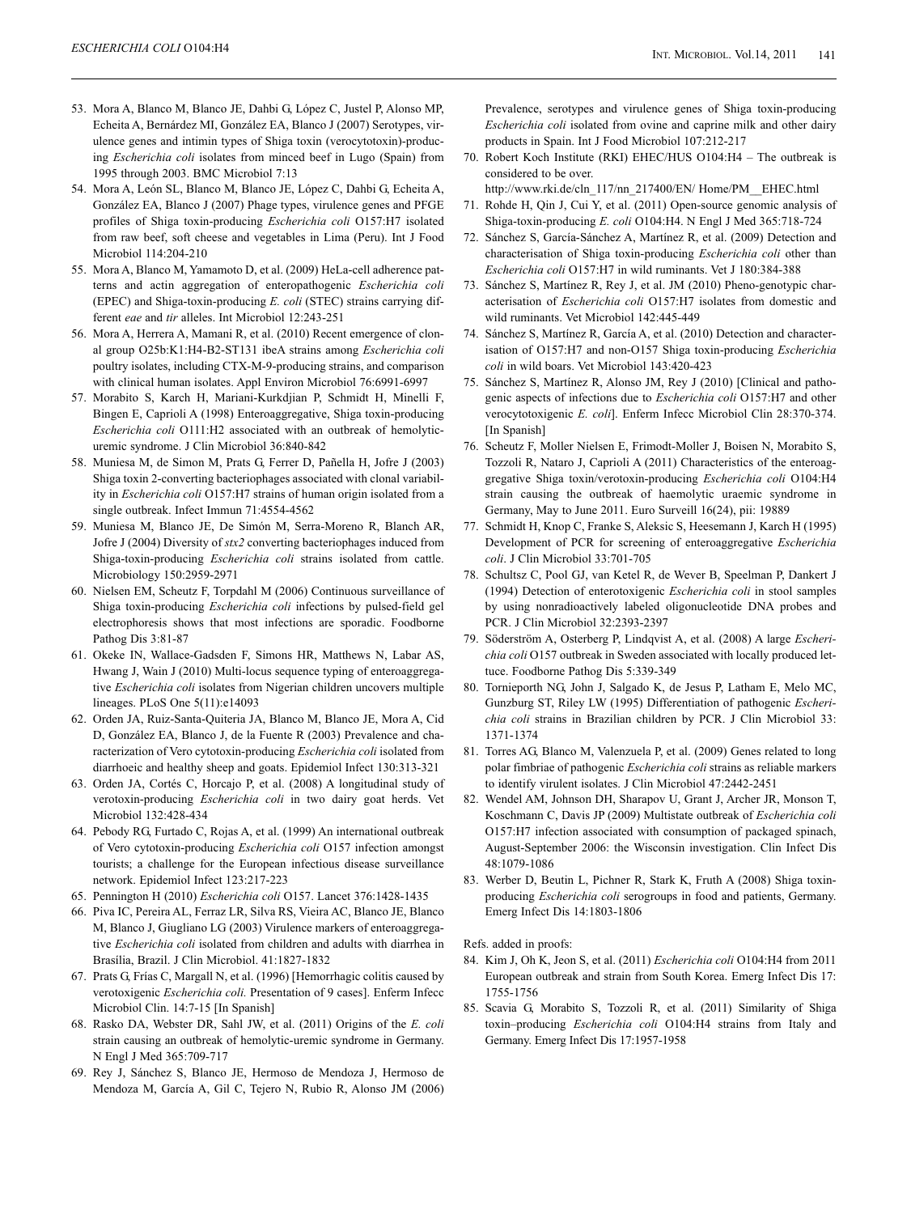53. Mora A, Blanco M, Blanco JE, Dahbi G, López C, Justel P, Alonso MP, Echeita A, Bernárdez MI, González EA, Blanco J (2007) Serotypes, virulence genes and intimin types of Shiga toxin (verocytotoxin)-producing *Escherichia coli* isolates from minced beef in Lugo (Spain) from 1995 through 2003. BMC Microbiol 7:13
54. Mora A, León SL, Blanco M, Blanco JE, López C, Dahbi G, Echeita A, González EA, Blanco J (2007) Phage types, virulence genes and PFGE profiles of Shiga toxin-producing *Escherichia coli* O157:H7 isolated from raw beef, soft cheese and vegetables in Lima (Peru). Int J Food Microbiol 114:204-210
55. Mora A, Blanco M, Yamamoto D, et al. (2009) HeLa-cell adherence patterns and actin aggregation of enteropathogenic *Escherichia coli* (EPEC) and Shiga-toxin-producing *E. coli* (STEC) strains carrying different *eae* and *tir* alleles. Int Microbiol 12:243-251
56. Mora A, Herrera A, Mamani R, et al. (2010) Recent emergence of clonal group O25b:K1:H4-B2-ST131 ibeA strains among *Escherichia coli* poultry isolates, including CTX-M-9-producing strains, and comparison with clinical human isolates. Appl Environ Microbiol 76:6991-6997
57. Morabito S, Karch H, Mariani-Kurkdjian P, Schmidt H, Minelli F, Bingen E, Caprioli A (1998) Enteroaggregative, Shiga toxin-producing *Escherichia coli* O111:H2 associated with an outbreak of hemolytic-uremic syndrome. J Clin Microbiol 36:840-842
58. Muniesa M, de Simon M, Prats G, Ferrer D, Pañella H, Jofre J (2003) Shiga toxin 2-converting bacteriophages associated with clonal variability in *Escherichia coli* O157:H7 strains of human origin isolated from a single outbreak. Infect Immun 71:4554-4562
59. Muniesa M, Blanco JE, De Simón M, Serra-Moreno R, Blanch AR, Jofre J (2004) Diversity of *stx2* converting bacteriophages induced from Shiga-toxin-producing *Escherichia coli* strains isolated from cattle. Microbiology 150:2959-2971
60. Nielsen EM, Scheutz F, Torpdahl M (2006) Continuous surveillance of Shiga toxin-producing *Escherichia coli* infections by pulsed-field gel electrophoresis shows that most infections are sporadic. Foodborne Pathog Dis 3:81-87
61. Okeke IN, Wallace-Gadsden F, Simons HR, Matthews N, Labar AS, Hwang J, Wain J (2010) Multi-locus sequence typing of enteroaggregative *Escherichia coli* isolates from Nigerian children uncovers multiple lineages. PLoS One 5(11):e14093
62. Orden JA, Ruiz-Santa-Quiteria JA, Blanco M, Blanco JE, Mora A, Cid D, González EA, Blanco J, de la Fuente R (2003) Prevalence and characterization of Vero cytotoxin-producing *Escherichia coli* isolated from diarrhoeic and healthy sheep and goats. Epidemiol Infect 130:313-321
63. Orden JA, Cortés C, Horcajo P, et al. (2008) A longitudinal study of verotoxin-producing *Escherichia coli* in two dairy goat herds. Vet Microbiol 132:428-434
64. Pebody RG, Furtado C, Rojas A, et al. (1999) An international outbreak of Vero cytotoxin-producing *Escherichia coli* O157 infection amongst tourists; a challenge for the European infectious disease surveillance network. Epidemiol Infect 123:217-223
65. Pennington H (2010) *Escherichia coli* O157. Lancet 376:1428-1435
66. Piva IC, Pereira AL, Ferraz LR, Silva RS, Vieira AC, Blanco JE, Blanco M, Blanco J, Giugliano LG (2003) Virulence markers of enteroaggregative *Escherichia coli* isolated from children and adults with diarrhea in Brasília, Brazil. J Clin Microbiol. 41:1827-1832
67. Prats G, Frías C, Margall N, et al. (1996) [Hemorrhagic colitis caused by verotoxigenic *Escherichia coli*. Presentation of 9 cases]. Enferm Infecc Microbiol Clin. 14:7-15 [In Spanish]
68. Rasko DA, Webster DR, Sahl JW, et al. (2011) Origins of the *E. coli* strain causing an outbreak of hemolytic-uremic syndrome in Germany. N Engl J Med 365:709-717
69. Rey J, Sánchez S, Blanco JE, Hermoso de Mendoza J, Hermoso de Mendoza M, García A, Gil C, Tejero N, Rubio R, Alonso JM (2006) Prevalence, serotypes and virulence genes of Shiga toxin-producing *Escherichia coli* isolated from ovine and caprine milk and other dairy products in Spain. Int J Food Microbiol 107:212-217
70. Robert Koch Institute (RKI) EHEC/HUS O104:H4 – The outbreak is considered to be over. http://www.rki.de/cln_117/nn_217400/EN/ Home/PM__EHEC.html
71. Rohde H, Qin J, Cui Y, et al. (2011) Open-source genomic analysis of Shiga-toxin-producing *E. coli* O104:H4. N Engl J Med 365:718-724
72. Sánchez S, García-Sánchez A, Martínez R, et al. (2009) Detection and characterisation of Shiga toxin-producing *Escherichia coli* other than *Escherichia coli* O157:H7 in wild ruminants. Vet J 180:384-388
73. Sánchez S, Martínez R, Rey J, et al. JM (2010) Pheno-genotypic characterisation of *Escherichia coli* O157:H7 isolates from domestic and wild ruminants. Vet Microbiol 142:445-449
74. Sánchez S, Martínez R, García A, et al. (2010) Detection and characterisation of O157:H7 and non-O157 Shiga toxin-producing *Escherichia coli* in wild boars. Vet Microbiol 143:420-423
75. Sánchez S, Martínez R, Alonso JM, Rey J (2010) [Clinical and pathogenic aspects of infections due to *Escherichia coli* O157:H7 and other verocytotoxigenic *E. coli*]. Enferm Infecc Microbiol Clin 28:370-374. [In Spanish]
76. Scheutz F, Moller Nielsen E, Frimodt-Moller J, Boisen N, Morabito S, Tozzoli R, Nataro J, Caprioli A (2011) Characteristics of the enteroaggregative Shiga toxin/verotoxin-producing *Escherichia coli* O104:H4 strain causing the outbreak of haemolytic uraemic syndrome in Germany, May to June 2011. Euro Surveill 16(24), pii: 19889
77. Schmidt H, Knop C, Franke S, Aleksic S, Heesemann J, Karch H (1995) Development of PCR for screening of enteroaggregative *Escherichia coli*. J Clin Microbiol 33:701-705
78. Schultsz C, Pool GJ, van Ketel R, de Wever B, Speelman P, Dankert J (1994) Detection of enterotoxigenic *Escherichia coli* in stool samples by using nonradioactively labeled oligonucleotide DNA probes and PCR. J Clin Microbiol 32:2393-2397
79. Söderström A, Osterberg P, Lindqvist A, et al. (2008) A large *Escherichia coli* O157 outbreak in Sweden associated with locally produced lettuce. Foodborne Pathog Dis 5:339-349
80. Tornieporth NG, John J, Salgado K, de Jesus P, Latham E, Melo MC, Gunzburg ST, Riley LW (1995) Differentiation of pathogenic *Escherichia coli* strains in Brazilian children by PCR. J Clin Microbiol 33: 1371-1374
81. Torres AG, Blanco M, Valenzuela P, et al. (2009) Genes related to long polar fimbriae of pathogenic *Escherichia coli* strains as reliable markers to identify virulent isolates. J Clin Microbiol 47:2442-2451
82. Wendel AM, Johnson DH, Sharapov U, Grant J, Archer JR, Monson T, Koschmann C, Davis JP (2009) Multistate outbreak of *Escherichia coli* O157:H7 infection associated with consumption of packaged spinach, August-September 2006: the Wisconsin investigation. Clin Infect Dis 48:1079-1086
83. Werber D, Beutin L, Pichner R, Stark K, Fruth A (2008) Shiga toxin-producing *Escherichia coli* serogroups in food and patients, Germany. Emerg Infect Dis 14:1803-1806

Refs. added in proofs:

84. Kim J, Oh K, Jeon S, et al. (2011) *Escherichia coli* O104:H4 from 2011 European outbreak and strain from South Korea. Emerg Infect Dis 17: 1755-1756
85. Scavia G, Morabito S, Tozzoli R, et al. (2011) Similarity of Shiga toxin–producing *Escherichia coli* O104:H4 strains from Italy and Germany. Emerg Infect Dis 17:1957-1958